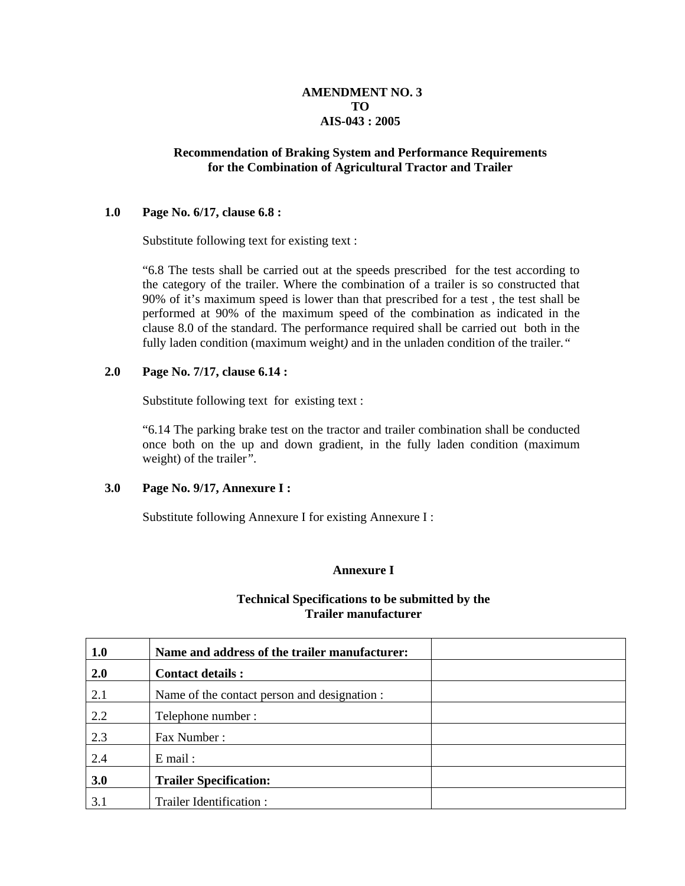# AMENDMENT NO. 3
# TO
# AIS-043 : 2005

## Recommendation of Braking System and Performance Requirements for the Combination of Agricultural Tractor and Trailer

**1.0 Page No. 6/17, clause 6.8 :**

Substitute following text for existing text :

"6.8 The tests shall be carried out at the speeds prescribed for the test according to the category of the trailer. Where the combination of a trailer is so constructed that 90% of it's maximum speed is lower than that prescribed for a test , the test shall be performed at 90% of the maximum speed of the combination as indicated in the clause 8.0 of the standard. The performance required shall be carried out both in the fully laden condition (maximum weight*)* and in the unladen condition of the trailer.*"*

**2.0 Page No. 7/17, clause 6.14 :**

Substitute following text for existing text :

"6.14 The parking brake test on the tractor and trailer combination shall be conducted once both on the up and down gradient, in the fully laden condition (maximum weight) of the trailer*"*.

**3.0 Page No. 9/17, Annexure I :**

Substitute following Annexure I for existing Annexure I :

### Annexure I

### Technical Specifications to be submitted by the Trailer manufacturer

| | | |
|---|---|---|
| **1.0** | **Name and address of the trailer manufacturer:** | |
| **2.0** | **Contact details :** | |
| 2.1 | Name of the contact person and designation : | |
| 2.2 | Telephone number : | |
| 2.3 | Fax Number : | |
| 2.4 | E mail : | |
| **3.0** | **Trailer Specification:** | |
| 3.1 | Trailer Identification : | |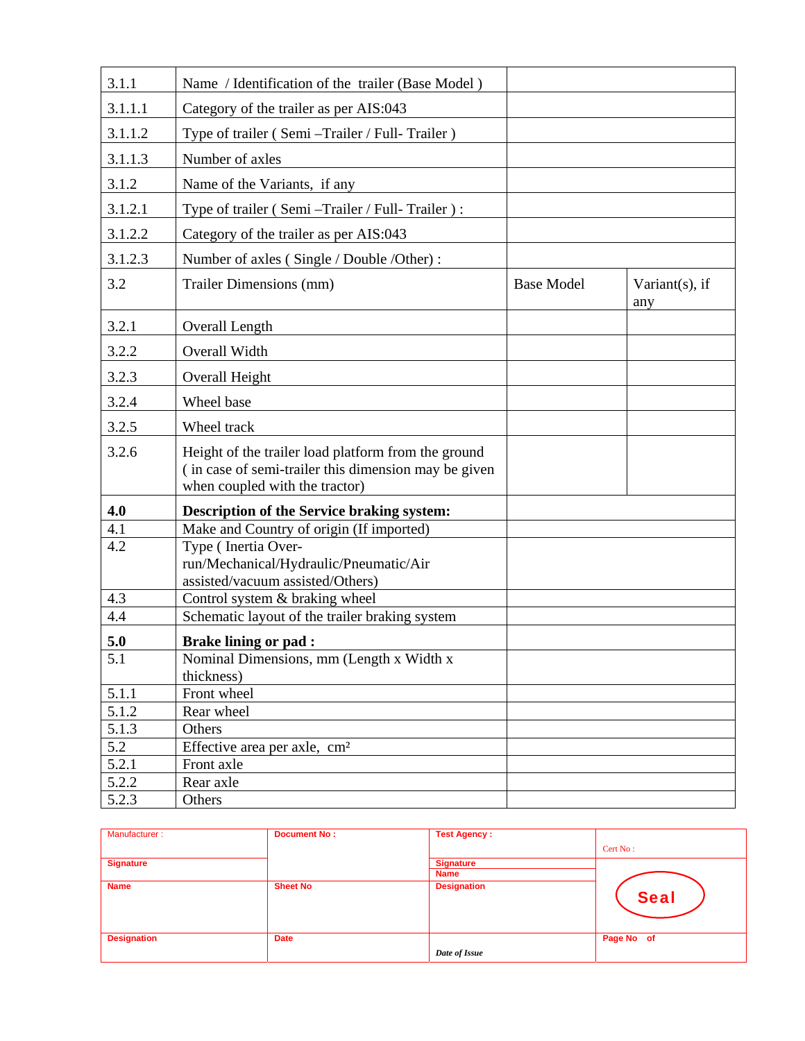| | | | |
|---|---|---|---|
| 3.1.1 | Name / Identification of the trailer (Base Model ) | | |
| 3.1.1.1 | Category of the trailer as per AIS:043 | | |
| 3.1.1.2 | Type of trailer ( Semi –Trailer / Full- Trailer ) | | |
| 3.1.1.3 | Number of axles | | |
| 3.1.2 | Name of the Variants, if any | | |
| 3.1.2.1 | Type of trailer ( Semi –Trailer / Full- Trailer ) : | | |
| 3.1.2.2 | Category of the trailer as per AIS:043 | | |
| 3.1.2.3 | Number of axles ( Single / Double /Other) : | | |
| 3.2 | Trailer Dimensions (mm) | Base Model | Variant(s), if any |
| 3.2.1 | Overall Length | | |
| 3.2.2 | Overall Width | | |
| 3.2.3 | Overall Height | | |
| 3.2.4 | Wheel base | | |
| 3.2.5 | Wheel track | | |
| 3.2.6 | Height of the trailer load platform from the ground ( in case of semi-trailer this dimension may be given when coupled with the tractor) | | |
| **4.0** | **Description of the Service braking system:** | | |
| 4.1 | Make and Country of origin (If imported) | | |
| 4.2 | Type ( Inertia Over-run/Mechanical/Hydraulic/Pneumatic/Air assisted/vacuum assisted/Others) | | |
| 4.3 | Control system & braking wheel | | |
| 4.4 | Schematic layout of the trailer braking system | | |
| **5.0** | **Brake lining or pad :** | | |
| 5.1 | Nominal Dimensions, mm (Length x Width x thickness) | | |
| 5.1.1 | Front wheel | | |
| 5.1.2 | Rear wheel | | |
| 5.1.3 | Others | | |
| 5.2 | Effective area per axle, $cm^2$ | | |
| 5.2.1 | Front axle | | |
| 5.2.2 | Rear axle | | |
| 5.2.3 | Others | | |

| | | | |
|---|---|---|---|
| Manufacturer : | **Document No :** | **Test Agency :** | Cert No : |
| **Signature** | | **Signature** | |
| | | **Name** | |
| **Name** | **Sheet No** | **Designation** | Seal |
| **Designation** | **Date** | *Date of Issue* | **Page No of** |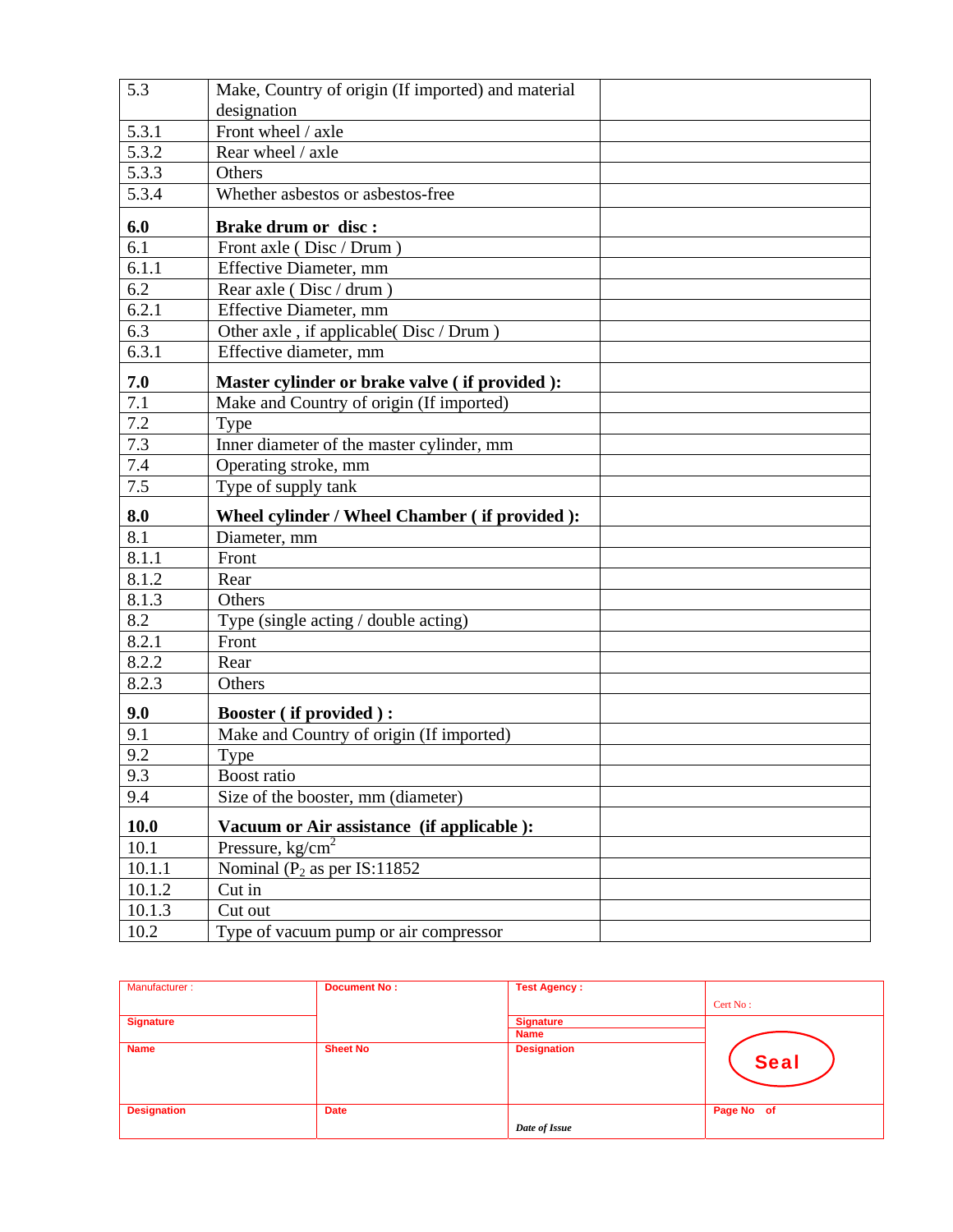| | | |
|---|---|---|
| 5.3 | Make, Country of origin (If imported) and material designation | |
| 5.3.1 | Front wheel / axle | |
| 5.3.2 | Rear wheel / axle | |
| 5.3.3 | Others | |
| 5.3.4 | Whether asbestos or asbestos-free | |
| **6.0** | **Brake drum or disc :** | |
| 6.1 | Front axle ( Disc / Drum ) | |
| 6.1.1 | Effective Diameter, mm | |
| 6.2 | Rear axle ( Disc / drum ) | |
| 6.2.1 | Effective Diameter, mm | |
| 6.3 | Other axle , if applicable( Disc / Drum ) | |
| 6.3.1 | Effective diameter, mm | |
| **7.0** | **Master cylinder or brake valve ( if provided ):** | |
| 7.1 | Make and Country of origin (If imported) | |
| 7.2 | Type | |
| 7.3 | Inner diameter of the master cylinder, mm | |
| 7.4 | Operating stroke, mm | |
| 7.5 | Type of supply tank | |
| **8.0** | **Wheel cylinder / Wheel Chamber ( if provided ):** | |
| 8.1 | Diameter, mm | |
| 8.1.1 | Front | |
| 8.1.2 | Rear | |
| 8.1.3 | Others | |
| 8.2 | Type (single acting / double acting) | |
| 8.2.1 | Front | |
| 8.2.2 | Rear | |
| 8.2.3 | Others | |
| **9.0** | **Booster ( if provided ) :** | |
| 9.1 | Make and Country of origin (If imported) | |
| 9.2 | Type | |
| 9.3 | Boost ratio | |
| 9.4 | Size of the booster, mm (diameter) | |
| **10.0** | **Vacuum or Air assistance (if applicable ):** | |
| 10.1 | Pressure, $kg/cm^2$ | |
| 10.1.1 | Nominal ($P_2$ as per IS:11852 | |
| 10.1.2 | Cut in | |
| 10.1.3 | Cut out | |
| 10.2 | Type of vacuum pump or air compressor | |

| | | | |
|---|---|---|---|
| Manufacturer : | **Document No :** | **Test Agency :** | Cert No : |
| **Signature** | | **Signature** | Seal |
| | | **Name** | |
| **Name** | **Sheet No** | **Designation** | |
| **Designation** | **Date** | ***Date of Issue*** | **Page No of** |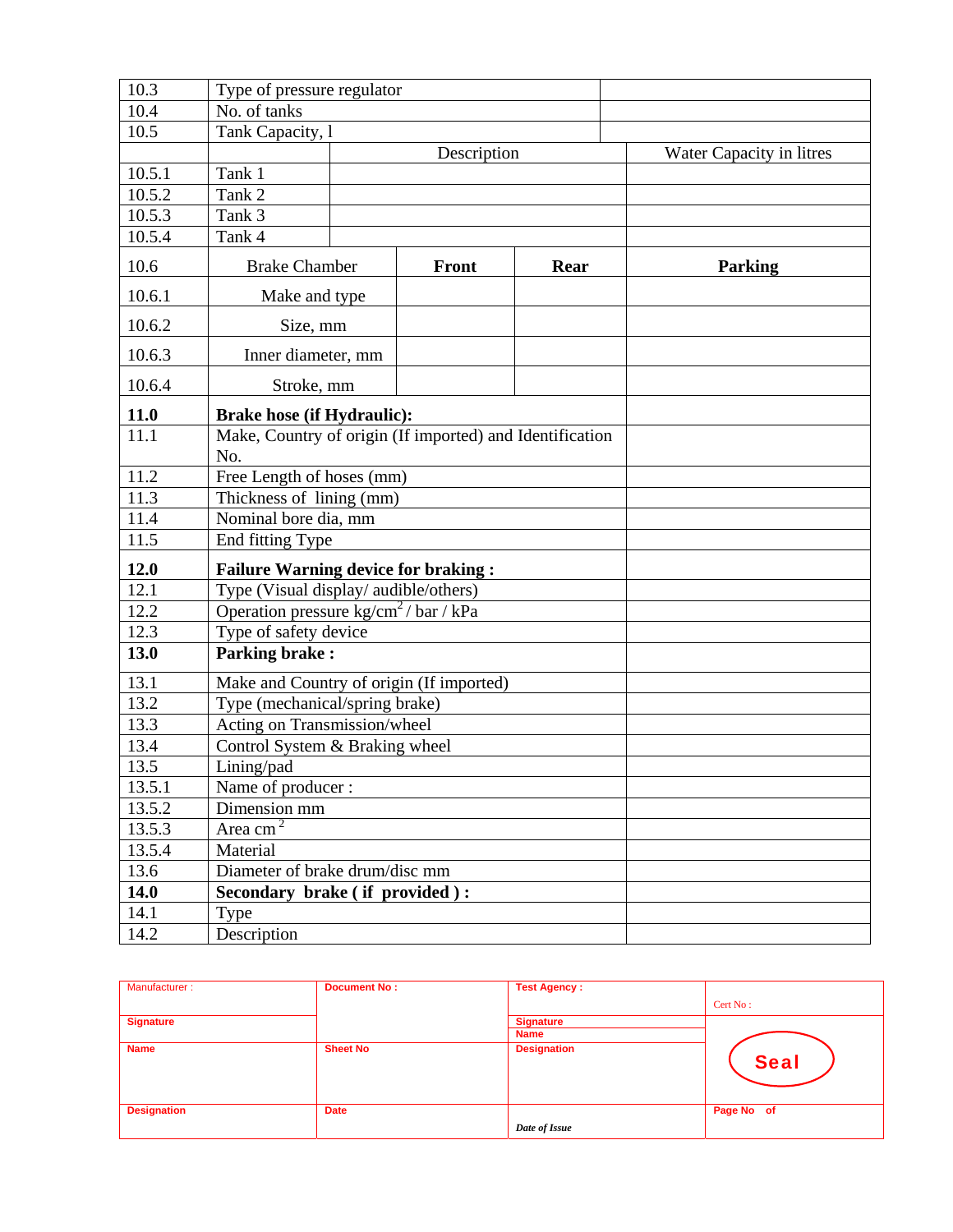| | | | | |
|---|---|---|---|---|
| 10.3 | Type of pressure regulator | | | |
| 10.4 | No. of tanks | | | |
| 10.5 | Tank Capacity, l | | | |
| | | Description | | Water Capacity in litres |
| 10.5.1 | Tank 1 | | | |
| 10.5.2 | Tank 2 | | | |
| 10.5.3 | Tank 3 | | | |
| 10.5.4 | Tank 4 | | | |
| 10.6 | Brake Chamber | **Front** | **Rear** | **Parking** |
| 10.6.1 | Make and type | | | |
| 10.6.2 | Size, mm | | | |
| 10.6.3 | Inner diameter, mm | | | |
| 10.6.4 | Stroke, mm | | | |
| **11.0** | **Brake hose (if Hydraulic):** | | | |
| 11.1 | Make, Country of origin (If imported) and Identification No. | | | |
| 11.2 | Free Length of hoses (mm) | | | |
| 11.3 | Thickness of lining (mm) | | | |
| 11.4 | Nominal bore dia, mm | | | |
| 11.5 | End fitting Type | | | |
| **12.0** | **Failure Warning device for braking :** | | | |
| 12.1 | Type (Visual display/ audible/others) | | | |
| 12.2 | Operation pressure kg/cm$^2$ / bar / kPa | | | |
| 12.3 | Type of safety device | | | |
| **13.0** | **Parking brake :** | | | |
| 13.1 | Make and Country of origin (If imported) | | | |
| 13.2 | Type (mechanical/spring brake) | | | |
| 13.3 | Acting on Transmission/wheel | | | |
| 13.4 | Control System & Braking wheel | | | |
| 13.5 | Lining/pad | | | |
| 13.5.1 | Name of producer : | | | |
| 13.5.2 | Dimension mm | | | |
| 13.5.3 | Area cm$^2$ | | | |
| 13.5.4 | Material | | | |
| 13.6 | Diameter of brake drum/disc mm | | | |
| **14.0** | **Secondary brake ( if provided ) :** | | | |
| 14.1 | Type | | | |
| 14.2 | Description | | | |

| | | | |
|---|---|---|---|
| Manufacturer : | **Document No :** | **Test Agency :** | Cert No : |
| **Signature** | | **Signature** | |
| | | **Name** | |
| **Name** | **Sheet No** | **Designation** | **Seal** |
| **Designation** | **Date** | *Date of Issue* | **Page No of** |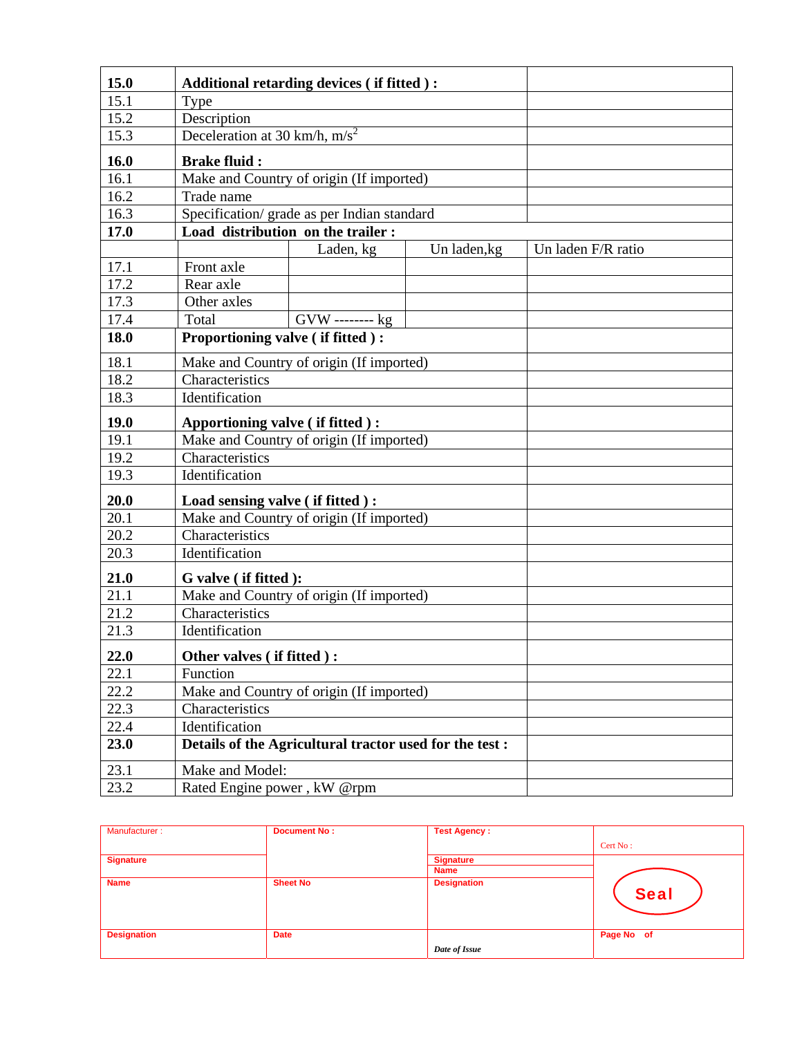| | | | | |
|---|---|---|---|---|
| **15.0** | **Additional retarding devices ( if fitted ) :** | | | |
| 15.1 | Type | | | |
| 15.2 | Description | | | |
| 15.3 | Deceleration at 30 km/h, $m/s^2$ | | | |
| **16.0** | **Brake fluid :** | | | |
| 16.1 | Make and Country of origin (If imported) | | | |
| 16.2 | Trade name | | | |
| 16.3 | Specification/ grade as per Indian standard | | | |
| **17.0** | **Load distribution on the trailer :** | | | |
| | | Laden, kg | Un laden,kg | Un laden F/R ratio |
| 17.1 | Front axle | | | |
| 17.2 | Rear axle | | | |
| 17.3 | Other axles | | | |
| 17.4 | Total | GVW -------- kg | | |
| **18.0** | **Proportioning valve ( if fitted ) :** | | | |
| 18.1 | Make and Country of origin (If imported) | | | |
| 18.2 | Characteristics | | | |
| 18.3 | Identification | | | |
| **19.0** | **Apportioning valve ( if fitted ) :** | | | |
| 19.1 | Make and Country of origin (If imported) | | | |
| 19.2 | Characteristics | | | |
| 19.3 | Identification | | | |
| **20.0** | **Load sensing valve ( if fitted ) :** | | | |
| 20.1 | Make and Country of origin (If imported) | | | |
| 20.2 | Characteristics | | | |
| 20.3 | Identification | | | |
| **21.0** | **G valve ( if fitted ):** | | | |
| 21.1 | Make and Country of origin (If imported) | | | |
| 21.2 | Characteristics | | | |
| 21.3 | Identification | | | |
| **22.0** | **Other valves ( if fitted ) :** | | | |
| 22.1 | Function | | | |
| 22.2 | Make and Country of origin (If imported) | | | |
| 22.3 | Characteristics | | | |
| 22.4 | Identification | | | |
| **23.0** | **Details of the Agricultural tractor used for the test :** | | | |
| 23.1 | Make and Model: | | | |
| 23.2 | Rated Engine power , kW @rpm | | | |

| Manufacturer : | Document No : | Test Agency : | Cert No : |
|---|---|---|---|
| **Signature** | | **Signature** / **Name** | |
| **Name** | **Sheet No** | **Designation** | **Seal** |
| **Designation** | **Date** | *Date of Issue* | **Page No of** |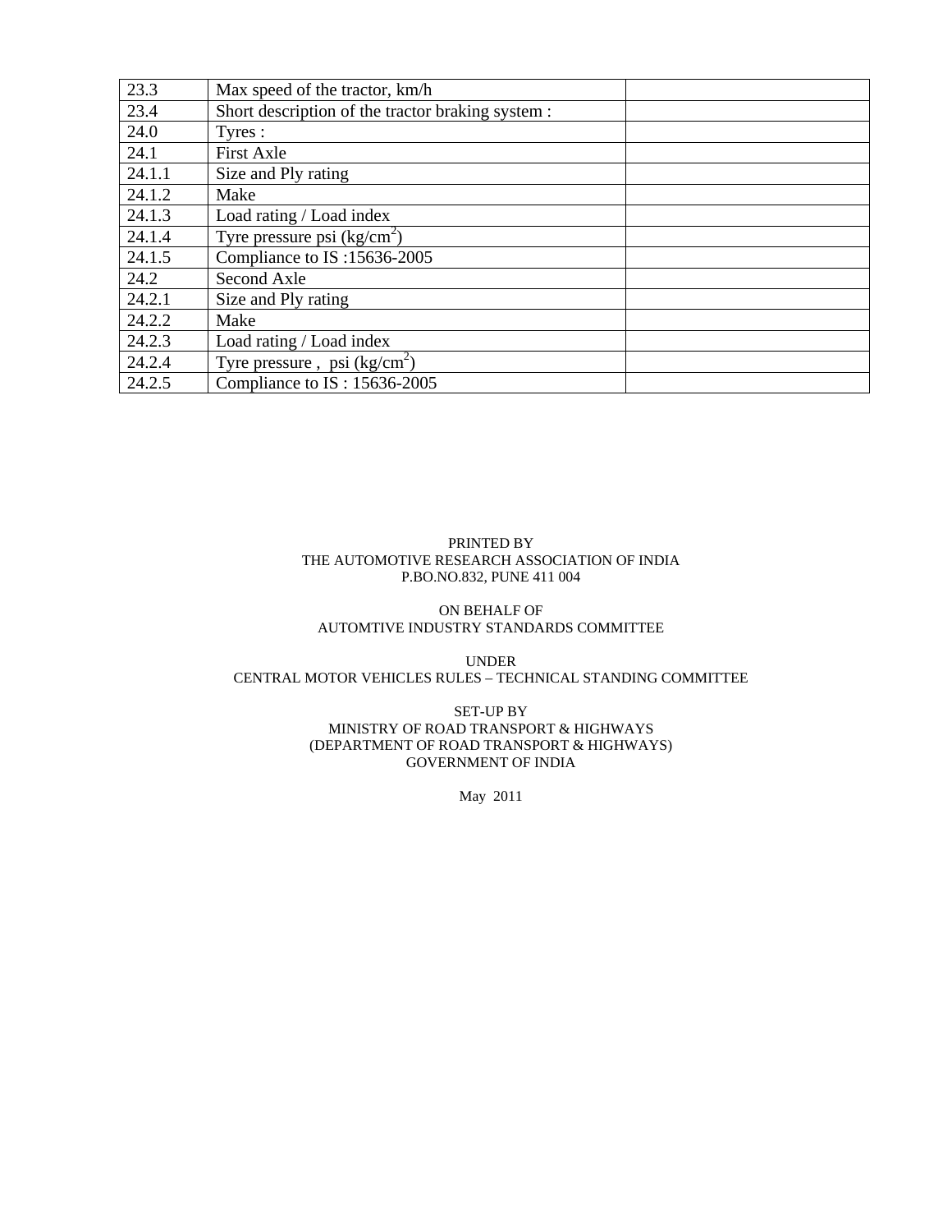| | | |
|---|---|---|
| 23.3 | Max speed of the tractor, km/h | |
| 23.4 | Short description of the tractor braking system : | |
| 24.0 | Tyres : | |
| 24.1 | First Axle | |
| 24.1.1 | Size and Ply rating | |
| 24.1.2 | Make | |
| 24.1.3 | Load rating / Load index | |
| 24.1.4 | Tyre pressure psi ($kg/cm^2$) | |
| 24.1.5 | Compliance to IS :15636-2005 | |
| 24.2 | Second Axle | |
| 24.2.1 | Size and Ply rating | |
| 24.2.2 | Make | |
| 24.2.3 | Load rating / Load index | |
| 24.2.4 | Tyre pressure , psi ($kg/cm^2$) | |
| 24.2.5 | Compliance to IS : 15636-2005 | |

PRINTED BY
THE AUTOMOTIVE RESEARCH ASSOCIATION OF INDIA
P.BO.NO.832, PUNE 411 004

ON BEHALF OF
AUTOMTIVE INDUSTRY STANDARDS COMMITTEE

UNDER
CENTRAL MOTOR VEHICLES RULES – TECHNICAL STANDING COMMITTEE

SET-UP BY
MINISTRY OF ROAD TRANSPORT & HIGHWAYS
(DEPARTMENT OF ROAD TRANSPORT & HIGHWAYS)
GOVERNMENT OF INDIA

May 2011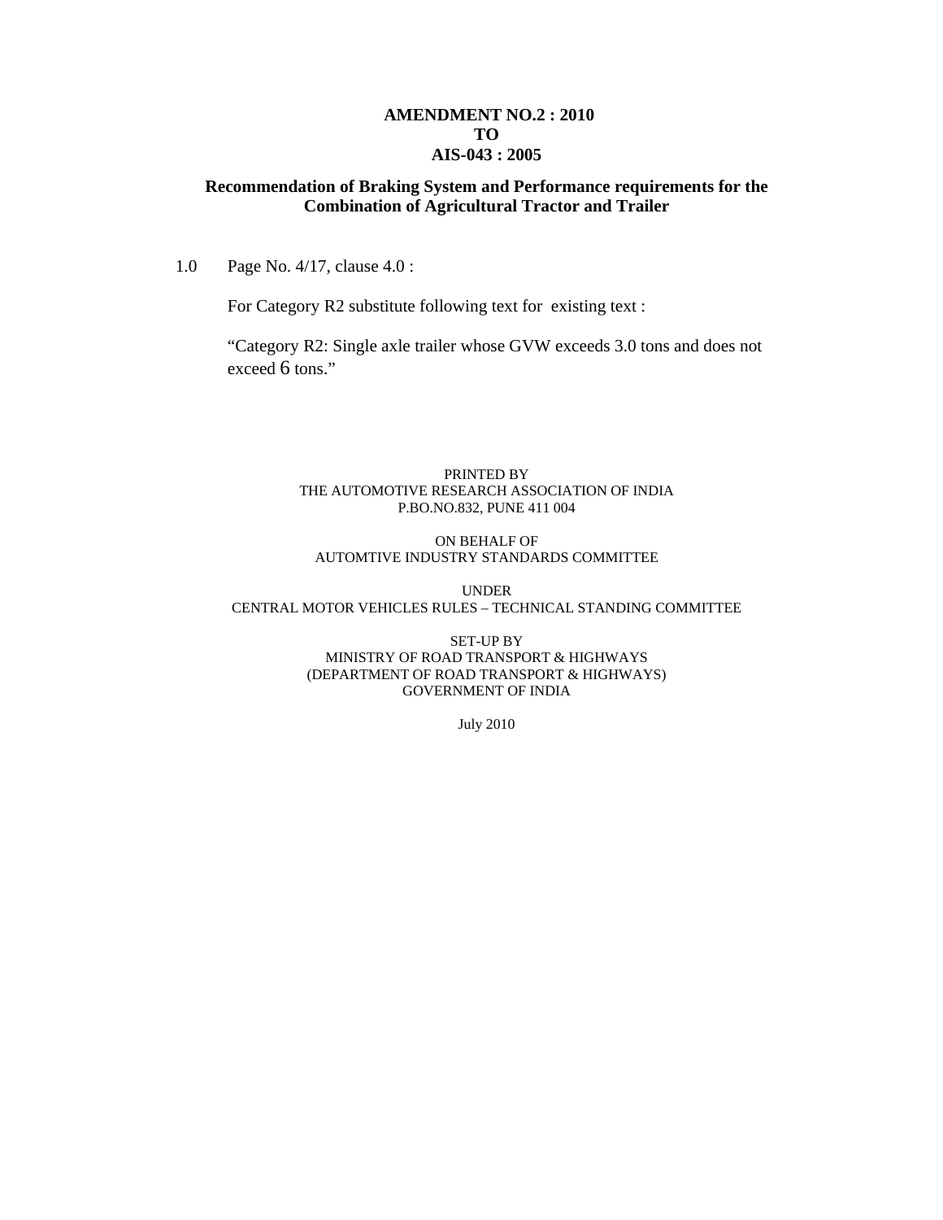**AMENDMENT NO.2 : 2010**
**TO**
**AIS-043 : 2005**

**Recommendation of Braking System and Performance requirements for the Combination of Agricultural Tractor and Trailer**

1.0 Page No. 4/17, clause 4.0 :

For Category R2 substitute following text for existing text :

"Category R2: Single axle trailer whose GVW exceeds 3.0 tons and does not exceed 6 tons."

PRINTED BY
THE AUTOMOTIVE RESEARCH ASSOCIATION OF INDIA
P.BO.NO.832, PUNE 411 004

ON BEHALF OF
AUTOMTIVE INDUSTRY STANDARDS COMMITTEE

UNDER
CENTRAL MOTOR VEHICLES RULES – TECHNICAL STANDING COMMITTEE

SET-UP BY
MINISTRY OF ROAD TRANSPORT & HIGHWAYS
(DEPARTMENT OF ROAD TRANSPORT & HIGHWAYS)
GOVERNMENT OF INDIA

July 2010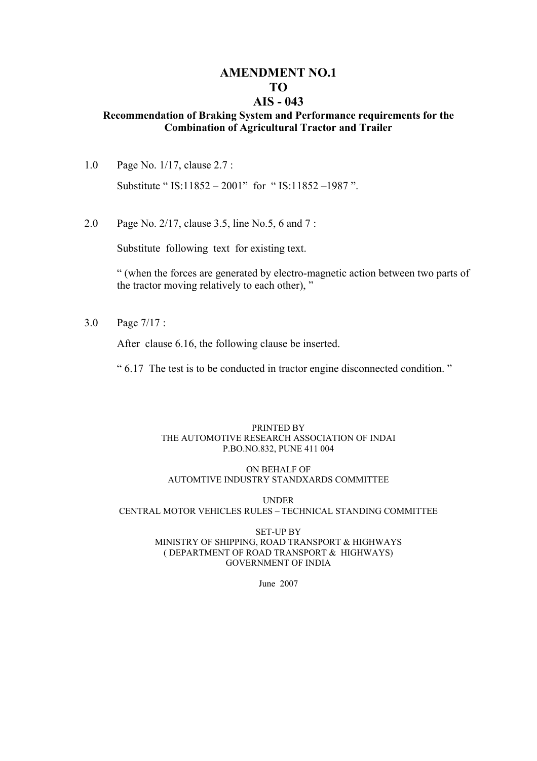# AMENDMENT NO.1
# TO
# AIS - 043

**Recommendation of Braking System and Performance requirements for the Combination of Agricultural Tractor and Trailer**

1.0 Page No. 1/17, clause 2.7 :

Substitute " IS:11852 – 2001" for " IS:11852 –1987 ".

2.0 Page No. 2/17, clause 3.5, line No.5, 6 and 7 :

Substitute following text for existing text.

" (when the forces are generated by electro-magnetic action between two parts of the tractor moving relatively to each other), "

3.0 Page 7/17 :

After clause 6.16, the following clause be inserted.

" 6.17 The test is to be conducted in tractor engine disconnected condition. "

PRINTED BY
THE AUTOMOTIVE RESEARCH ASSOCIATION OF INDAI
P.BO.NO.832, PUNE 411 004

ON BEHALF OF
AUTOMTIVE INDUSTRY STANDXARDS COMMITTEE

UNDER
CENTRAL MOTOR VEHICLES RULES – TECHNICAL STANDING COMMITTEE

SET-UP BY
MINISTRY OF SHIPPING, ROAD TRANSPORT & HIGHWAYS
( DEPARTMENT OF ROAD TRANSPORT & HIGHWAYS)
GOVERNMENT OF INDIA

June 2007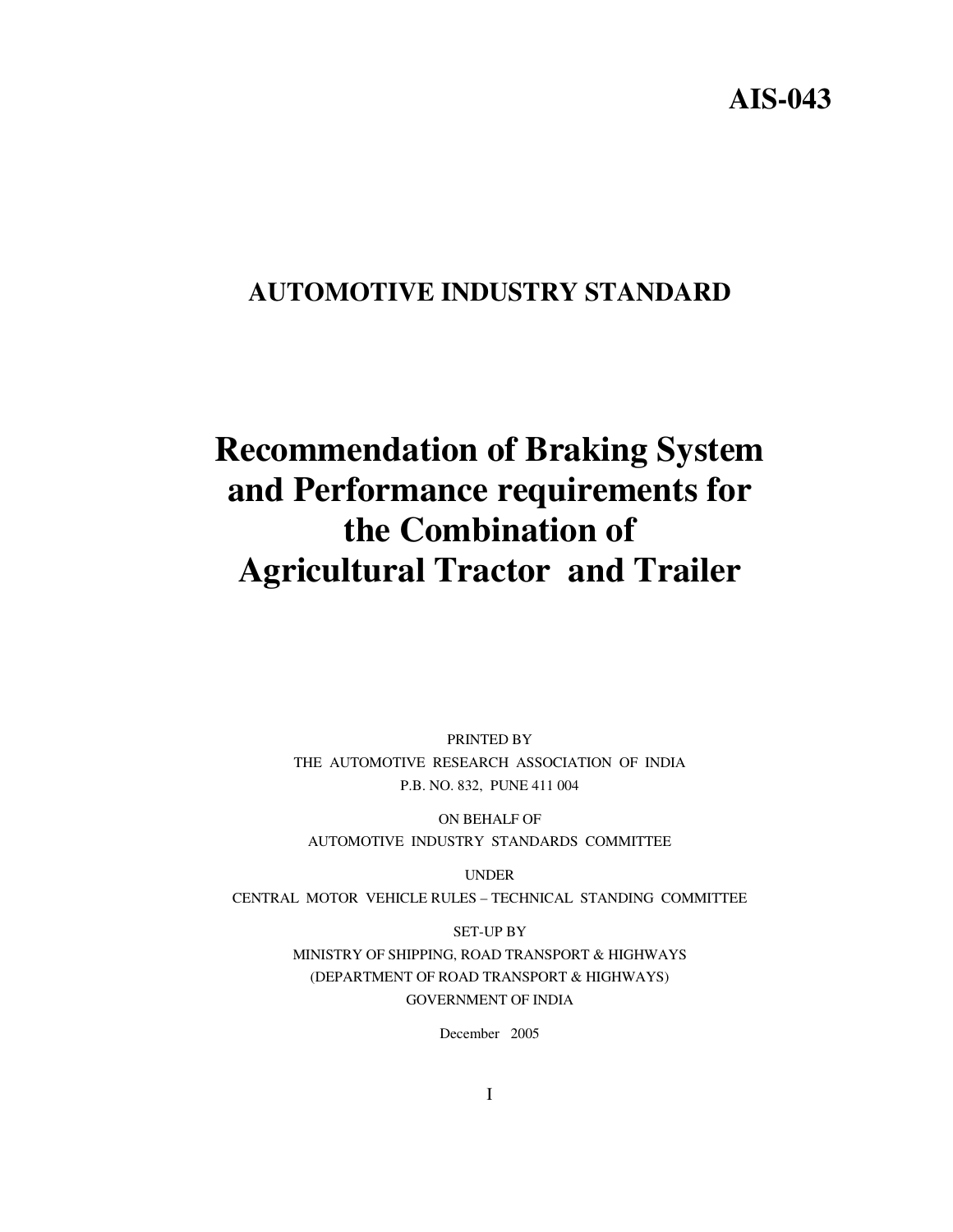# AIS-043

## AUTOMOTIVE INDUSTRY STANDARD

# Recommendation of Braking System and Performance requirements for the Combination of Agricultural Tractor and Trailer

PRINTED BY
THE AUTOMOTIVE RESEARCH ASSOCIATION OF INDIA
P.B. NO. 832, PUNE 411 004

ON BEHALF OF
AUTOMOTIVE INDUSTRY STANDARDS COMMITTEE

UNDER
CENTRAL MOTOR VEHICLE RULES – TECHNICAL STANDING COMMITTEE

SET-UP BY
MINISTRY OF SHIPPING, ROAD TRANSPORT & HIGHWAYS
(DEPARTMENT OF ROAD TRANSPORT & HIGHWAYS)
GOVERNMENT OF INDIA

December 2005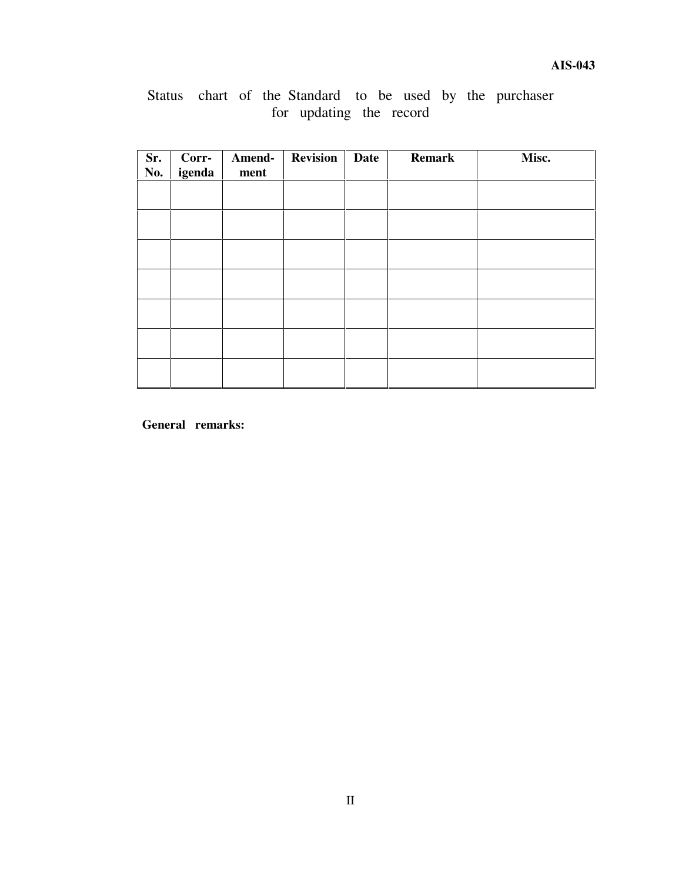Status chart of the Standard to be used by the purchaser for updating the record

| Sr. No. | Corr-igenda | Amend-ment | Revision | Date | Remark | Misc. |
|---|---|---|---|---|---|---|
| | | | | | | |
| | | | | | | |
| | | | | | | |
| | | | | | | |
| | | | | | | |
| | | | | | | |
| | | | | | | |

**General remarks:**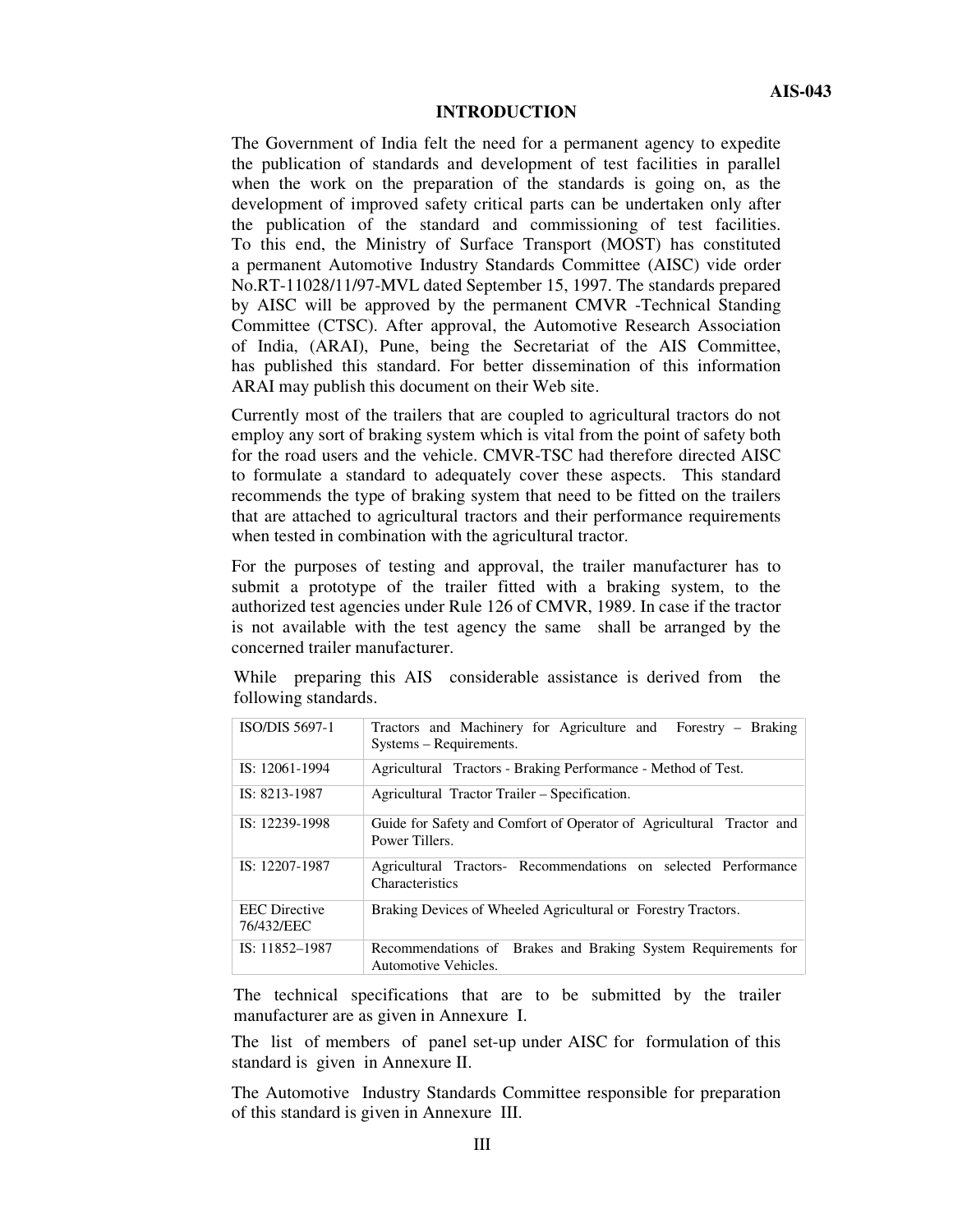## INTRODUCTION

The Government of India felt the need for a permanent agency to expedite the publication of standards and development of test facilities in parallel when the work on the preparation of the standards is going on, as the development of improved safety critical parts can be undertaken only after the publication of the standard and commissioning of test facilities. To this end, the Ministry of Surface Transport (MOST) has constituted a permanent Automotive Industry Standards Committee (AISC) vide order No.RT-11028/11/97-MVL dated September 15, 1997. The standards prepared by AISC will be approved by the permanent CMVR -Technical Standing Committee (CTSC). After approval, the Automotive Research Association of India, (ARAI), Pune, being the Secretariat of the AIS Committee, has published this standard. For better dissemination of this information ARAI may publish this document on their Web site.

Currently most of the trailers that are coupled to agricultural tractors do not employ any sort of braking system which is vital from the point of safety both for the road users and the vehicle. CMVR-TSC had therefore directed AISC to formulate a standard to adequately cover these aspects. This standard recommends the type of braking system that need to be fitted on the trailers that are attached to agricultural tractors and their performance requirements when tested in combination with the agricultural tractor.

For the purposes of testing and approval, the trailer manufacturer has to submit a prototype of the trailer fitted with a braking system, to the authorized test agencies under Rule 126 of CMVR, 1989. In case if the tractor is not available with the test agency the same shall be arranged by the concerned trailer manufacturer.

While preparing this AIS considerable assistance is derived from the following standards.

| | |
|---|---|
| ISO/DIS 5697-1 | Tractors and Machinery for Agriculture and Forestry – Braking Systems – Requirements. |
| IS: 12061-1994 | Agricultural Tractors - Braking Performance - Method of Test. |
| IS: 8213-1987 | Agricultural Tractor Trailer – Specification. |
| IS: 12239-1998 | Guide for Safety and Comfort of Operator of Agricultural Tractor and Power Tillers. |
| IS: 12207-1987 | Agricultural Tractors- Recommendations on selected Performance Characteristics |
| EEC Directive 76/432/EEC | Braking Devices of Wheeled Agricultural or Forestry Tractors. |
| IS: 11852–1987 | Recommendations of Brakes and Braking System Requirements for Automotive Vehicles. |

The technical specifications that are to be submitted by the trailer manufacturer are as given in Annexure I.

The list of members of panel set-up under AISC for formulation of this standard is given in Annexure II.

The Automotive Industry Standards Committee responsible for preparation of this standard is given in Annexure III.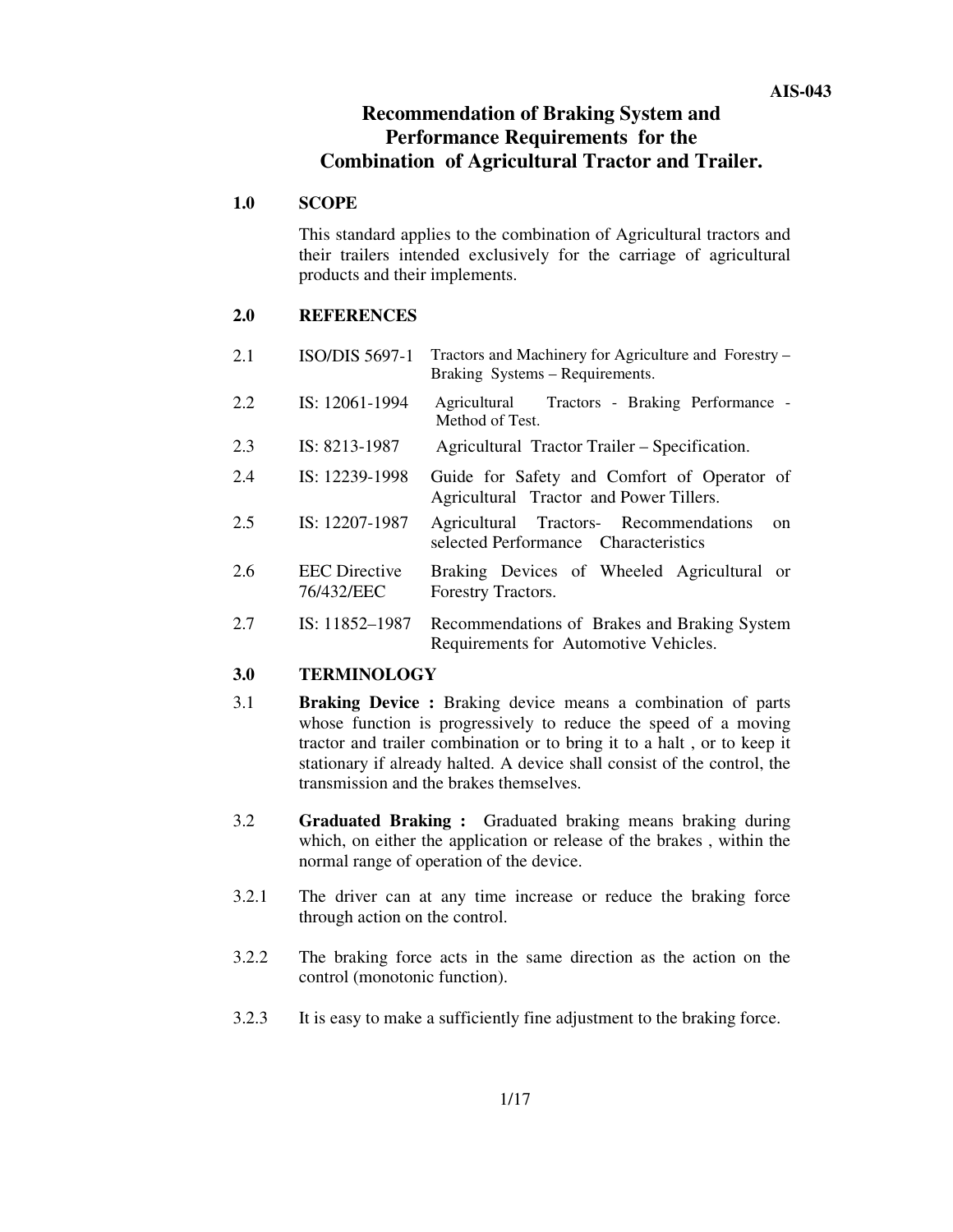# Recommendation of Braking System and Performance Requirements for the Combination of Agricultural Tractor and Trailer.

## 1.0 SCOPE

This standard applies to the combination of Agricultural tractors and their trailers intended exclusively for the carriage of agricultural products and their implements.

## 2.0 REFERENCES

| | | |
|---|---|---|
| 2.1 | ISO/DIS 5697-1 | Tractors and Machinery for Agriculture and Forestry – Braking Systems – Requirements. |
| 2.2 | IS: 12061-1994 | Agricultural Tractors - Braking Performance - Method of Test. |
| 2.3 | IS: 8213-1987 | Agricultural Tractor Trailer – Specification. |
| 2.4 | IS: 12239-1998 | Guide for Safety and Comfort of Operator of Agricultural Tractor and Power Tillers. |
| 2.5 | IS: 12207-1987 | Agricultural Tractors- Recommendations on selected Performance Characteristics |
| 2.6 | EEC Directive 76/432/EEC | Braking Devices of Wheeled Agricultural or Forestry Tractors. |
| 2.7 | IS: 11852–1987 | Recommendations of Brakes and Braking System Requirements for Automotive Vehicles. |

## 3.0 TERMINOLOGY

3.1 **Braking Device :** Braking device means a combination of parts whose function is progressively to reduce the speed of a moving tractor and trailer combination or to bring it to a halt , or to keep it stationary if already halted. A device shall consist of the control, the transmission and the brakes themselves.

3.2 **Graduated Braking :** Graduated braking means braking during which, on either the application or release of the brakes , within the normal range of operation of the device.

3.2.1 The driver can at any time increase or reduce the braking force through action on the control.

3.2.2 The braking force acts in the same direction as the action on the control (monotonic function).

3.2.3 It is easy to make a sufficiently fine adjustment to the braking force.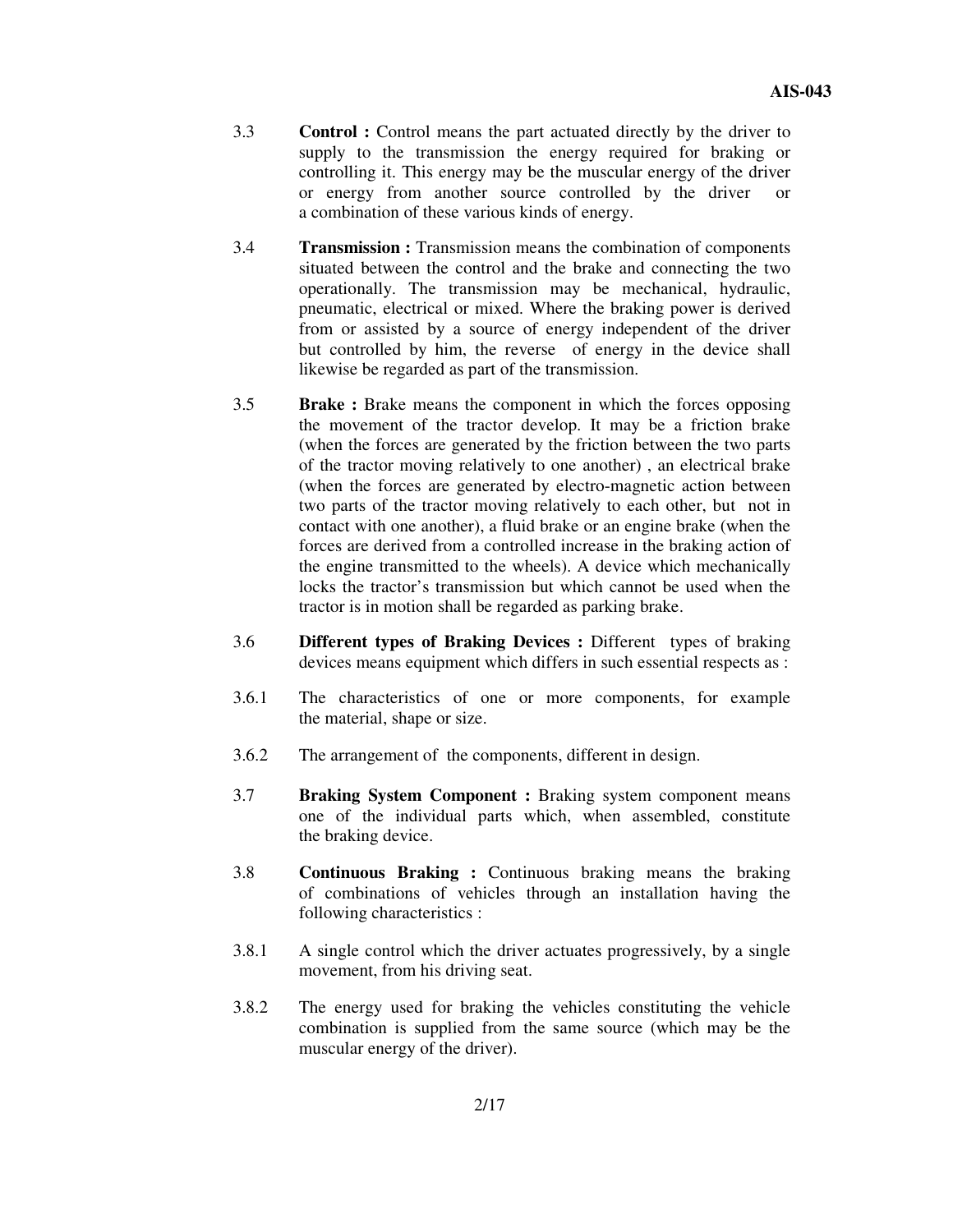3.3 **Control :** Control means the part actuated directly by the driver to supply to the transmission the energy required for braking or controlling it. This energy may be the muscular energy of the driver or energy from another source controlled by the driver or a combination of these various kinds of energy.

3.4 **Transmission :** Transmission means the combination of components situated between the control and the brake and connecting the two operationally. The transmission may be mechanical, hydraulic, pneumatic, electrical or mixed. Where the braking power is derived from or assisted by a source of energy independent of the driver but controlled by him, the reverse of energy in the device shall likewise be regarded as part of the transmission.

3.5 **Brake :** Brake means the component in which the forces opposing the movement of the tractor develop. It may be a friction brake (when the forces are generated by the friction between the two parts of the tractor moving relatively to one another) , an electrical brake (when the forces are generated by electro-magnetic action between two parts of the tractor moving relatively to each other, but not in contact with one another), a fluid brake or an engine brake (when the forces are derived from a controlled increase in the braking action of the engine transmitted to the wheels). A device which mechanically locks the tractor's transmission but which cannot be used when the tractor is in motion shall be regarded as parking brake.

3.6 **Different types of Braking Devices :** Different types of braking devices means equipment which differs in such essential respects as :

3.6.1 The characteristics of one or more components, for example the material, shape or size.

3.6.2 The arrangement of the components, different in design.

3.7 **Braking System Component :** Braking system component means one of the individual parts which, when assembled, constitute the braking device.

3.8 **Continuous Braking :** Continuous braking means the braking of combinations of vehicles through an installation having the following characteristics :

3.8.1 A single control which the driver actuates progressively, by a single movement, from his driving seat.

3.8.2 The energy used for braking the vehicles constituting the vehicle combination is supplied from the same source (which may be the muscular energy of the driver).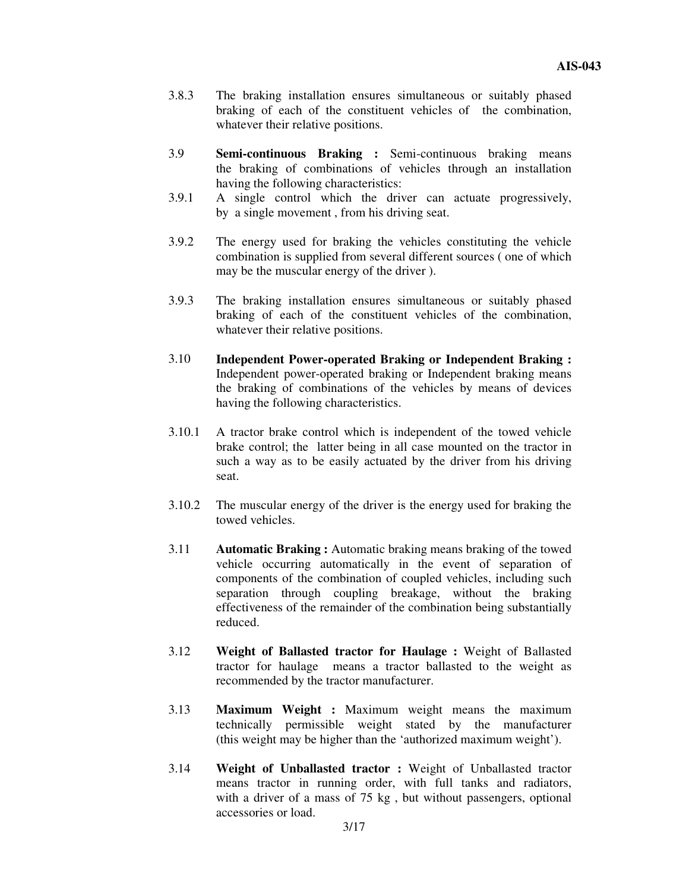3.8.3 The braking installation ensures simultaneous or suitably phased braking of each of the constituent vehicles of the combination, whatever their relative positions.

3.9 **Semi-continuous Braking :** Semi-continuous braking means the braking of combinations of vehicles through an installation having the following characteristics:

3.9.1 A single control which the driver can actuate progressively, by a single movement , from his driving seat.

3.9.2 The energy used for braking the vehicles constituting the vehicle combination is supplied from several different sources ( one of which may be the muscular energy of the driver ).

3.9.3 The braking installation ensures simultaneous or suitably phased braking of each of the constituent vehicles of the combination, whatever their relative positions.

3.10 **Independent Power-operated Braking or Independent Braking :** Independent power-operated braking or Independent braking means the braking of combinations of the vehicles by means of devices having the following characteristics.

3.10.1 A tractor brake control which is independent of the towed vehicle brake control; the latter being in all case mounted on the tractor in such a way as to be easily actuated by the driver from his driving seat.

3.10.2 The muscular energy of the driver is the energy used for braking the towed vehicles.

3.11 **Automatic Braking :** Automatic braking means braking of the towed vehicle occurring automatically in the event of separation of components of the combination of coupled vehicles, including such separation through coupling breakage, without the braking effectiveness of the remainder of the combination being substantially reduced.

3.12 **Weight of Ballasted tractor for Haulage :** Weight of Ballasted tractor for haulage means a tractor ballasted to the weight as recommended by the tractor manufacturer.

3.13 **Maximum Weight :** Maximum weight means the maximum technically permissible weight stated by the manufacturer (this weight may be higher than the 'authorized maximum weight').

3.14 **Weight of Unballasted tractor :** Weight of Unballasted tractor means tractor in running order, with full tanks and radiators, with a driver of a mass of 75 kg , but without passengers, optional accessories or load.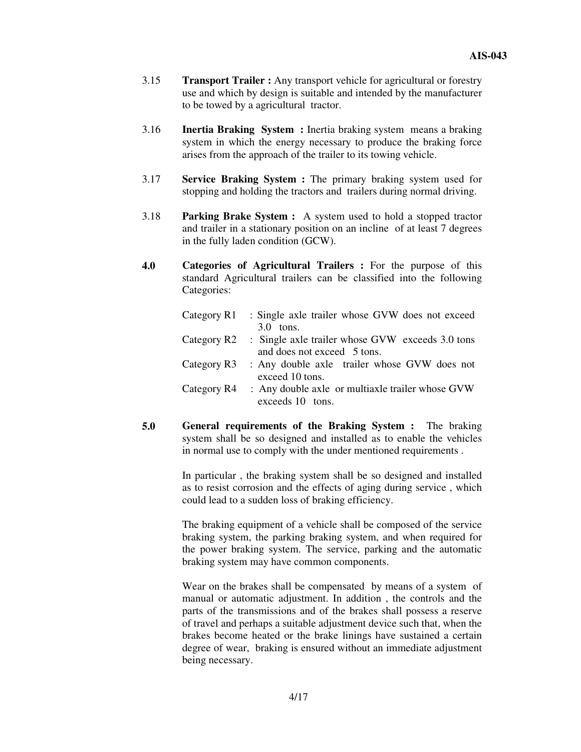3.15 **Transport Trailer :** Any transport vehicle for agricultural or forestry use and which by design is suitable and intended by the manufacturer to be towed by a agricultural tractor.

3.16 **Inertia Braking System :** Inertia braking system means a braking system in which the energy necessary to produce the braking force arises from the approach of the trailer to its towing vehicle.

3.17 **Service Braking System :** The primary braking system used for stopping and holding the tractors and trailers during normal driving.

3.18 **Parking Brake System :** A system used to hold a stopped tractor and trailer in a stationary position on an incline of at least 7 degrees in the fully laden condition (GCW).

**4.0 Categories of Agricultural Trailers :** For the purpose of this standard Agricultural trailers can be classified into the following Categories:

Category R1 : Single axle trailer whose GVW does not exceed 3.0 tons.

Category R2 : Single axle trailer whose GVW exceeds 3.0 tons and does not exceed 5 tons.

Category R3 : Any double axle trailer whose GVW does not exceed 10 tons.

Category R4 : Any double axle or multiaxle trailer whose GVW exceeds 10 tons.

**5.0 General requirements of the Braking System :** The braking system shall be so designed and installed as to enable the vehicles in normal use to comply with the under mentioned requirements .

In particular , the braking system shall be so designed and installed as to resist corrosion and the effects of aging during service , which could lead to a sudden loss of braking efficiency.

The braking equipment of a vehicle shall be composed of the service braking system, the parking braking system, and when required for the power braking system. The service, parking and the automatic braking system may have common components.

Wear on the brakes shall be compensated by means of a system of manual or automatic adjustment. In addition , the controls and the parts of the transmissions and of the brakes shall possess a reserve of travel and perhaps a suitable adjustment device such that, when the brakes become heated or the brake linings have sustained a certain degree of wear, braking is ensured without an immediate adjustment being necessary.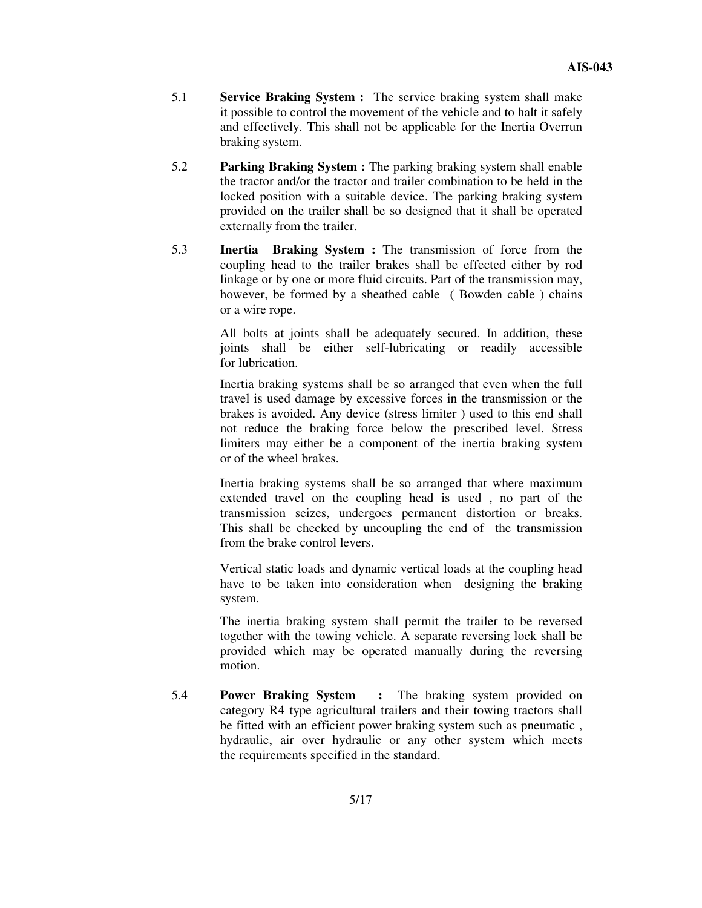5.1 **Service Braking System :** The service braking system shall make it possible to control the movement of the vehicle and to halt it safely and effectively. This shall not be applicable for the Inertia Overrun braking system.

5.2 **Parking Braking System :** The parking braking system shall enable the tractor and/or the tractor and trailer combination to be held in the locked position with a suitable device. The parking braking system provided on the trailer shall be so designed that it shall be operated externally from the trailer.

5.3 **Inertia Braking System :** The transmission of force from the coupling head to the trailer brakes shall be effected either by rod linkage or by one or more fluid circuits. Part of the transmission may, however, be formed by a sheathed cable ( Bowden cable ) chains or a wire rope.

All bolts at joints shall be adequately secured. In addition, these joints shall be either self-lubricating or readily accessible for lubrication.

Inertia braking systems shall be so arranged that even when the full travel is used damage by excessive forces in the transmission or the brakes is avoided. Any device (stress limiter ) used to this end shall not reduce the braking force below the prescribed level. Stress limiters may either be a component of the inertia braking system or of the wheel brakes.

Inertia braking systems shall be so arranged that where maximum extended travel on the coupling head is used , no part of the transmission seizes, undergoes permanent distortion or breaks. This shall be checked by uncoupling the end of the transmission from the brake control levers.

Vertical static loads and dynamic vertical loads at the coupling head have to be taken into consideration when designing the braking system.

The inertia braking system shall permit the trailer to be reversed together with the towing vehicle. A separate reversing lock shall be provided which may be operated manually during the reversing motion.

5.4 **Power Braking System :** The braking system provided on category R4 type agricultural trailers and their towing tractors shall be fitted with an efficient power braking system such as pneumatic , hydraulic, air over hydraulic or any other system which meets the requirements specified in the standard.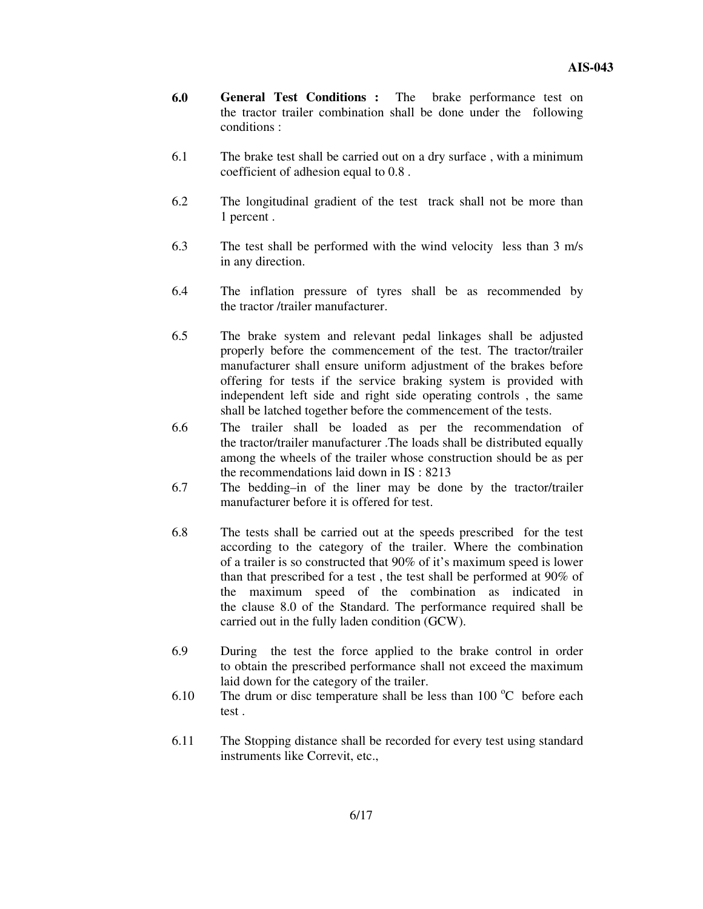**6.0 General Test Conditions :** The brake performance test on the tractor trailer combination shall be done under the following conditions :

6.1 The brake test shall be carried out on a dry surface , with a minimum coefficient of adhesion equal to 0.8 .

6.2 The longitudinal gradient of the test track shall not be more than 1 percent .

6.3 The test shall be performed with the wind velocity less than 3 m/s in any direction.

6.4 The inflation pressure of tyres shall be as recommended by the tractor /trailer manufacturer.

6.5 The brake system and relevant pedal linkages shall be adjusted properly before the commencement of the test. The tractor/trailer manufacturer shall ensure uniform adjustment of the brakes before offering for tests if the service braking system is provided with independent left side and right side operating controls , the same shall be latched together before the commencement of the tests.

6.6 The trailer shall be loaded as per the recommendation of the tractor/trailer manufacturer .The loads shall be distributed equally among the wheels of the trailer whose construction should be as per the recommendations laid down in IS : 8213

6.7 The bedding–in of the liner may be done by the tractor/trailer manufacturer before it is offered for test.

6.8 The tests shall be carried out at the speeds prescribed for the test according to the category of the trailer. Where the combination of a trailer is so constructed that 90% of it's maximum speed is lower than that prescribed for a test , the test shall be performed at 90% of the maximum speed of the combination as indicated in the clause 8.0 of the Standard. The performance required shall be carried out in the fully laden condition (GCW).

6.9 During the test the force applied to the brake control in order to obtain the prescribed performance shall not exceed the maximum laid down for the category of the trailer.

6.10 The drum or disc temperature shall be less than 100 $^{o}$C before each test .

6.11 The Stopping distance shall be recorded for every test using standard instruments like Correvit, etc.,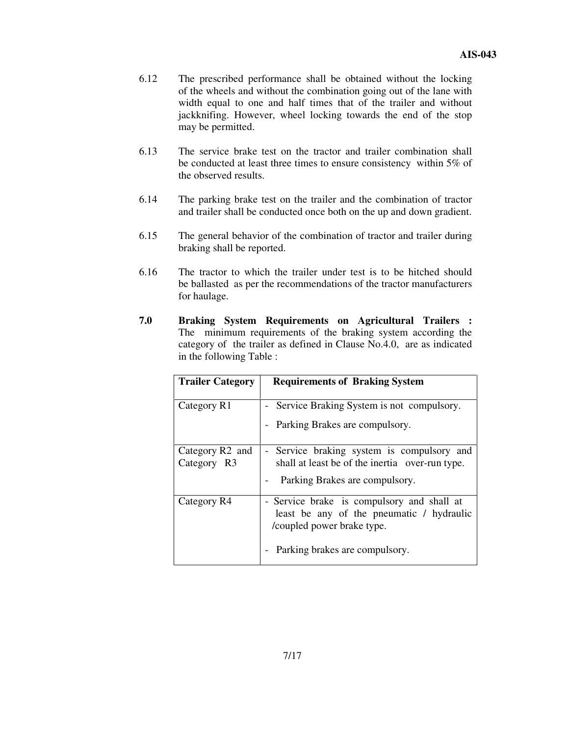6.12 The prescribed performance shall be obtained without the locking of the wheels and without the combination going out of the lane with width equal to one and half times that of the trailer and without jackknifing. However, wheel locking towards the end of the stop may be permitted.

6.13 The service brake test on the tractor and trailer combination shall be conducted at least three times to ensure consistency within 5% of the observed results.

6.14 The parking brake test on the trailer and the combination of tractor and trailer shall be conducted once both on the up and down gradient.

6.15 The general behavior of the combination of tractor and trailer during braking shall be reported.

6.16 The tractor to which the trailer under test is to be hitched should be ballasted as per the recommendations of the tractor manufacturers for haulage.

**7.0 Braking System Requirements on Agricultural Trailers :** The minimum requirements of the braking system according the category of the trailer as defined in Clause No.4.0, are as indicated in the following Table :

| Trailer Category | Requirements of Braking System |
|---|---|
| Category R1 | - Service Braking System is not compulsory.<br>- Parking Brakes are compulsory. |
| Category R2 and Category R3 | - Service braking system is compulsory and shall at least be of the inertia over-run type.<br>- Parking Brakes are compulsory. |
| Category R4 | - Service brake is compulsory and shall at least be any of the pneumatic / hydraulic /coupled power brake type.<br>- Parking brakes are compulsory. |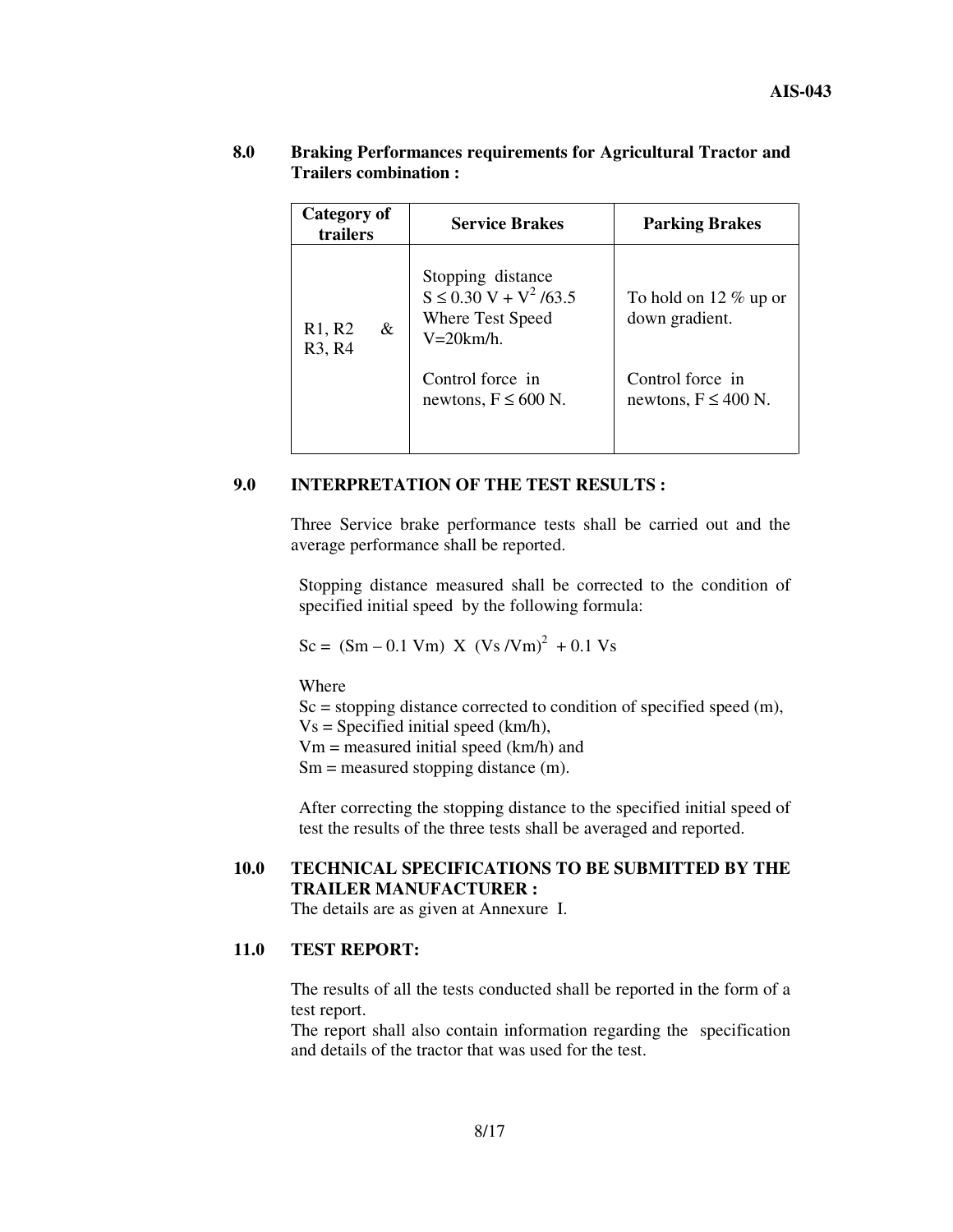## 8.0 Braking Performances requirements for Agricultural Tractor and Trailers combination :

| Category of trailers | Service Brakes | Parking Brakes |
|---|---|---|
| R1, R2 & R3, R4 | Stopping distance $S \leq 0.30\ V + V^2 /63.5$ Where Test Speed V=20km/h.<br><br>Control force in newtons, $F \leq 600$ N. | To hold on 12 % up or down gradient.<br><br>Control force in newtons, $F \leq 400$ N. |

## 9.0 INTERPRETATION OF THE TEST RESULTS :

Three Service brake performance tests shall be carried out and the average performance shall be reported.

Stopping distance measured shall be corrected to the condition of specified initial speed by the following formula:

$$Sc = (Sm - 0.1\ Vm) \times (Vs / Vm)^2 + 0.1\ Vs$$

Where

Sc = stopping distance corrected to condition of specified speed (m),
Vs = Specified initial speed (km/h),
Vm = measured initial speed (km/h) and
Sm = measured stopping distance (m).

After correcting the stopping distance to the specified initial speed of test the results of the three tests shall be averaged and reported.

## 10.0 TECHNICAL SPECIFICATIONS TO BE SUBMITTED BY THE TRAILER MANUFACTURER :

The details are as given at Annexure I.

## 11.0 TEST REPORT:

The results of all the tests conducted shall be reported in the form of a test report.
The report shall also contain information regarding the specification and details of the tractor that was used for the test.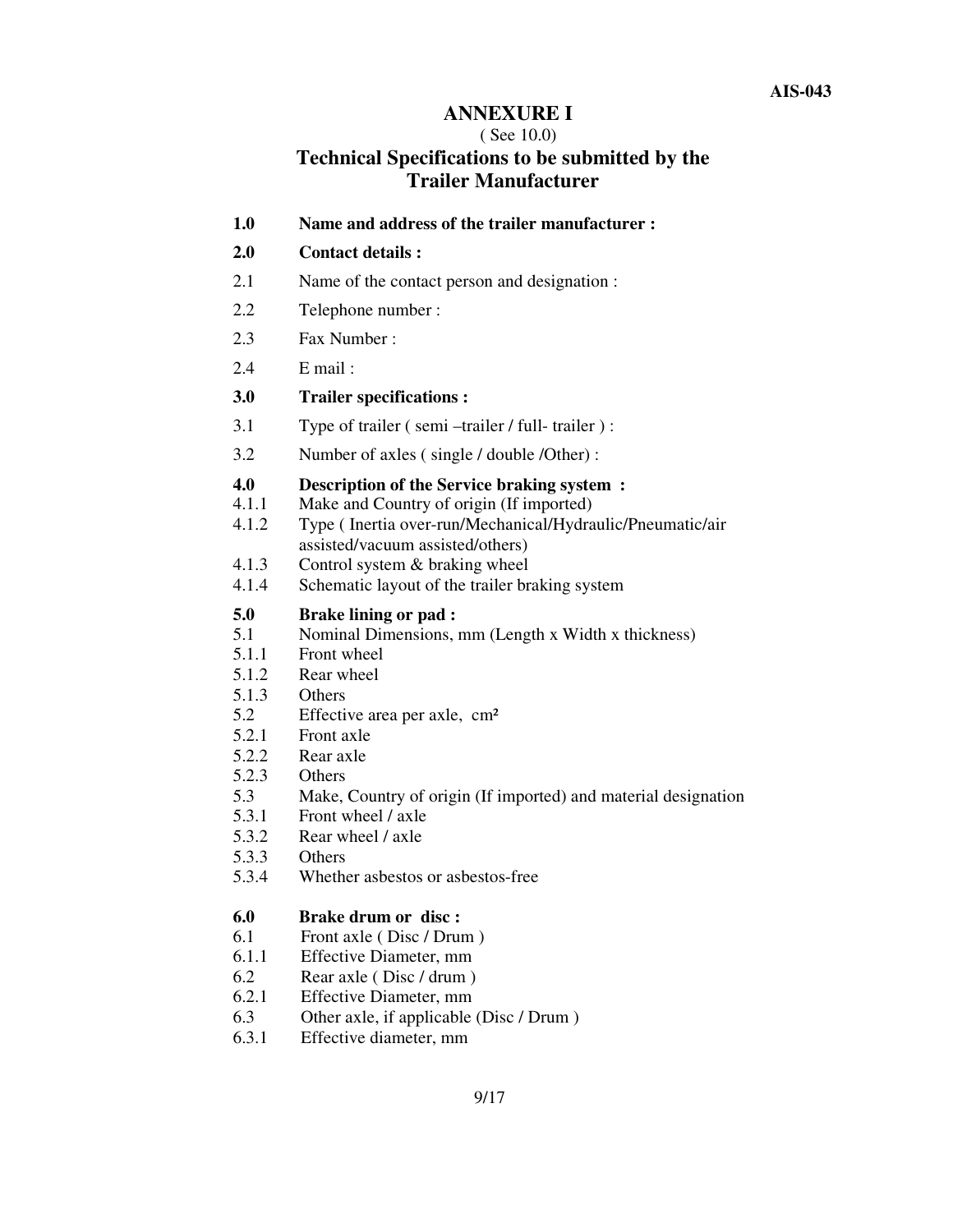## ANNEXURE I

( See 10.0)

## Technical Specifications to be submitted by the Trailer Manufacturer

**1.0 Name and address of the trailer manufacturer :**

**2.0 Contact details :**

2.1 Name of the contact person and designation :

2.2 Telephone number :

2.3 Fax Number :

2.4 E mail :

**3.0 Trailer specifications :**

3.1 Type of trailer ( semi –trailer / full- trailer ) :

3.2 Number of axles ( single / double /Other) :

**4.0 Description of the Service braking system :**

4.1.1 Make and Country of origin (If imported)

4.1.2 Type ( Inertia over-run/Mechanical/Hydraulic/Pneumatic/air assisted/vacuum assisted/others)

4.1.3 Control system & braking wheel

4.1.4 Schematic layout of the trailer braking system

**5.0 Brake lining or pad :**

5.1 Nominal Dimensions, mm (Length x Width x thickness)

5.1.1 Front wheel

5.1.2 Rear wheel

5.1.3 Others

5.2 Effective area per axle, $cm^2$

5.2.1 Front axle

5.2.2 Rear axle

5.2.3 Others

5.3 Make, Country of origin (If imported) and material designation

5.3.1 Front wheel / axle

5.3.2 Rear wheel / axle

5.3.3 Others

5.3.4 Whether asbestos or asbestos-free

**6.0 Brake drum or disc :**

6.1 Front axle ( Disc / Drum )

6.1.1 Effective Diameter, mm

6.2 Rear axle ( Disc / drum )

6.2.1 Effective Diameter, mm

6.3 Other axle, if applicable (Disc / Drum )

6.3.1 Effective diameter, mm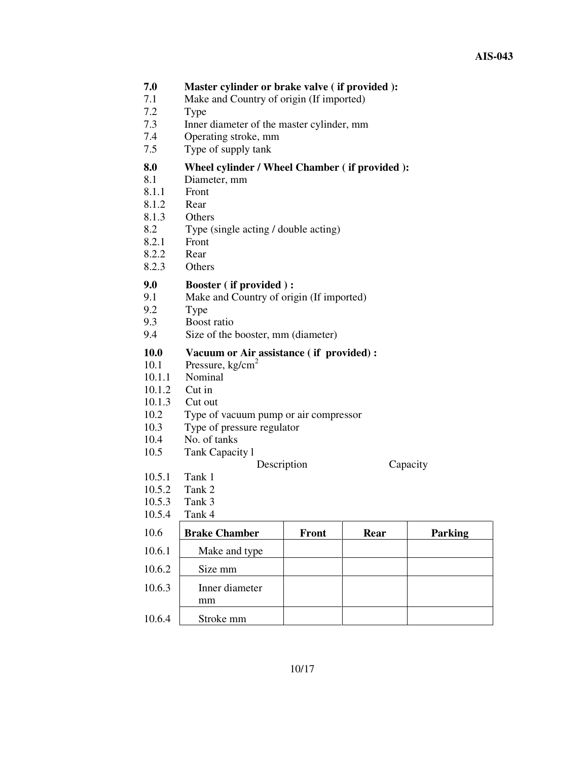**7.0 Master cylinder or brake valve ( if provided ):**

7.1 Make and Country of origin (If imported)

7.2 Type

7.3 Inner diameter of the master cylinder, mm

7.4 Operating stroke, mm

7.5 Type of supply tank

**8.0 Wheel cylinder / Wheel Chamber ( if provided ):**

8.1 Diameter, mm

8.1.1 Front

8.1.2 Rear

8.1.3 Others

8.2 Type (single acting / double acting)

8.2.1 Front

8.2.2 Rear

8.2.3 Others

**9.0 Booster ( if provided ) :**

9.1 Make and Country of origin (If imported)

9.2 Type

9.3 Boost ratio

9.4 Size of the booster, mm (diameter)

**10.0 Vacuum or Air assistance ( if provided) :**

10.1 Pressure, kg/cm$^2$

10.1.1 Nominal

10.1.2 Cut in

10.1.3 Cut out

10.2 Type of vacuum pump or air compressor

10.3 Type of pressure regulator

10.4 No. of tanks

10.5 Tank Capacity l

| | Description | Capacity |
|---|---|---|
| 10.5.1 | Tank 1 | |
| 10.5.2 | Tank 2 | |
| 10.5.3 | Tank 3 | |
| 10.5.4 | Tank 4 | |

| 10.6 | **Brake Chamber** | **Front** | **Rear** | **Parking** |
|---|---|---|---|---|
| 10.6.1 | Make and type | | | |
| 10.6.2 | Size mm | | | |
| 10.6.3 | Inner diameter mm | | | |
| 10.6.4 | Stroke mm | | | |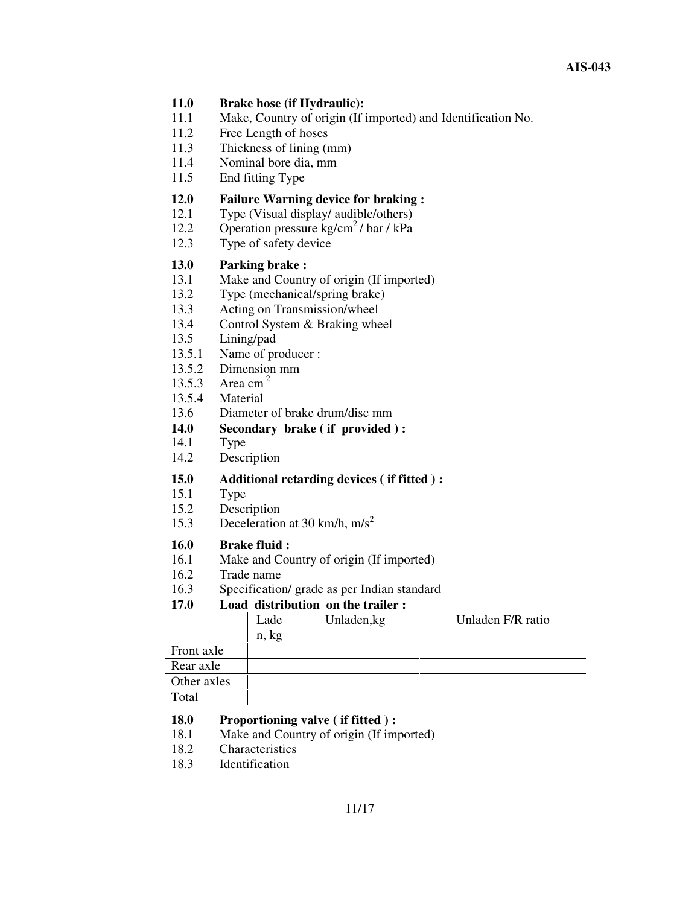**11.0 Brake hose (if Hydraulic):**

11.1 Make, Country of origin (If imported) and Identification No.

11.2 Free Length of hoses

11.3 Thickness of lining (mm)

11.4 Nominal bore dia, mm

11.5 End fitting Type

**12.0 Failure Warning device for braking :**

12.1 Type (Visual display/ audible/others)

12.2 Operation pressure kg/cm$^2$ / bar / kPa

12.3 Type of safety device

**13.0 Parking brake :**

13.1 Make and Country of origin (If imported)

13.2 Type (mechanical/spring brake)

13.3 Acting on Transmission/wheel

13.4 Control System & Braking wheel

13.5 Lining/pad

13.5.1 Name of producer :

13.5.2 Dimension mm

13.5.3 Area cm$^2$

13.5.4 Material

13.6 Diameter of brake drum/disc mm

**14.0 Secondary brake ( if provided ) :**

14.1 Type

14.2 Description

**15.0 Additional retarding devices ( if fitted ) :**

15.1 Type

15.2 Description

15.3 Deceleration at 30 km/h, m/s$^2$

**16.0 Brake fluid :**

16.1 Make and Country of origin (If imported)

16.2 Trade name

16.3 Specification/ grade as per Indian standard

**17.0 Load distribution on the trailer :**

| | Laden, kg | Unladen,kg | Unladen F/R ratio |
|---|---|---|---|
| Front axle | | | |
| Rear axle | | | |
| Other axles | | | |
| Total | | | |

**18.0 Proportioning valve ( if fitted ) :**

18.1 Make and Country of origin (If imported)

18.2 Characteristics

18.3 Identification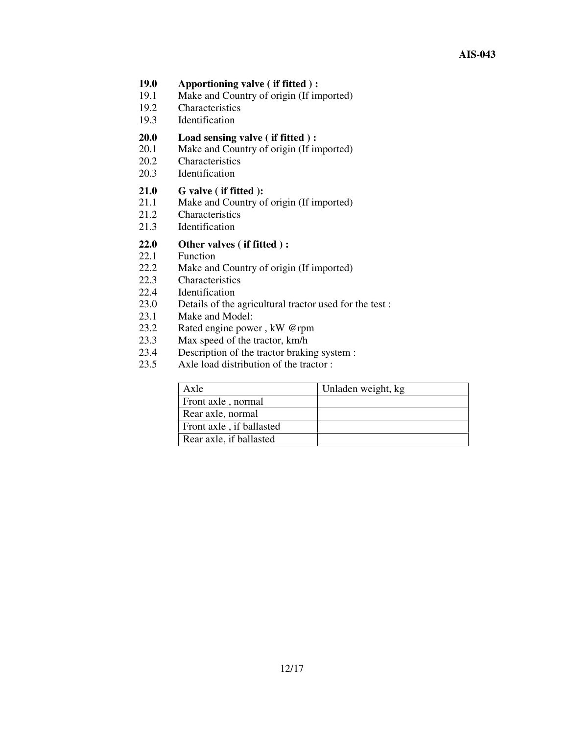**19.0 Apportioning valve ( if fitted ) :**

19.1 Make and Country of origin (If imported)

19.2 Characteristics

19.3 Identification

**20.0 Load sensing valve ( if fitted ) :**

20.1 Make and Country of origin (If imported)

20.2 Characteristics

20.3 Identification

**21.0 G valve ( if fitted ):**

21.1 Make and Country of origin (If imported)

21.2 Characteristics

21.3 Identification

**22.0 Other valves ( if fitted ) :**

22.1 Function

22.2 Make and Country of origin (If imported)

22.3 Characteristics

22.4 Identification

23.0 Details of the agricultural tractor used for the test :

23.1 Make and Model:

23.2 Rated engine power , kW @rpm

23.3 Max speed of the tractor, km/h

23.4 Description of the tractor braking system :

23.5 Axle load distribution of the tractor :

| Axle | Unladen weight, kg |
|---|---|
| Front axle , normal | |
| Rear axle, normal | |
| Front axle , if ballasted | |
| Rear axle, if ballasted | |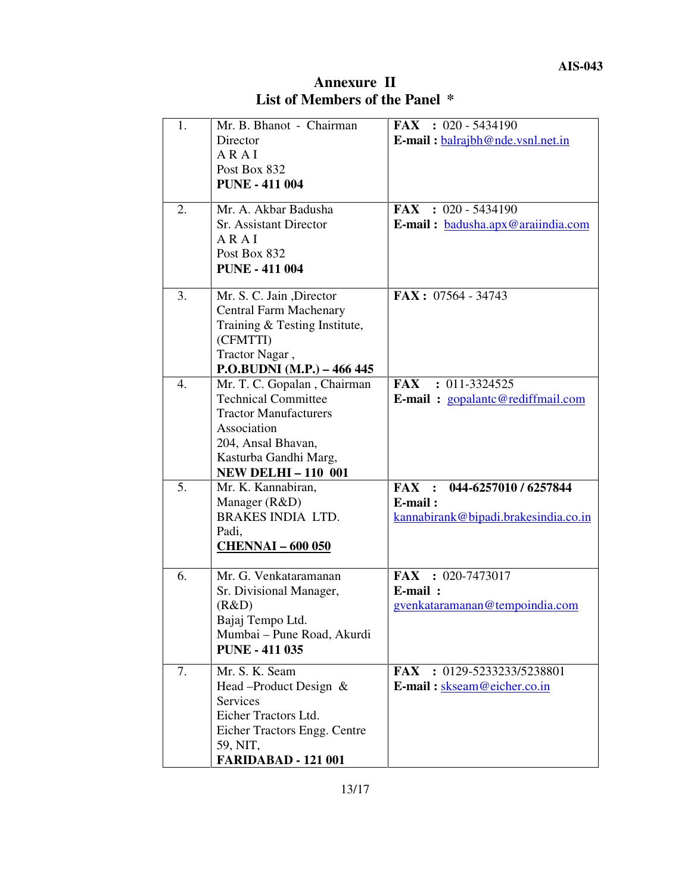# Annexure II

## List of Members of the Panel *

| | | |
|---|---|---|
| 1. | Mr. B. Bhanot - Chairman<br>Director<br>A R A I<br>Post Box 832<br>**PUNE - 411 004** | **FAX** : 020 - 5434190<br>**E-mail :** balrajbh@nde.vsnl.net.in |
| 2. | Mr. A. Akbar Badusha<br>Sr. Assistant Director<br>A R A I<br>Post Box 832<br>**PUNE - 411 004** | **FAX** : 020 - 5434190<br>**E-mail :** badusha.apx@araiindia.com |
| 3. | Mr. S. C. Jain ,Director<br>Central Farm Machenary Training & Testing Institute, (CFMTTI)<br>Tractor Nagar ,<br>**P.O.BUDNI (M.P.) – 466 445** | **FAX :** 07564 - 34743 |
| 4. | Mr. T. C. Gopalan , Chairman<br>Technical Committee<br>Tractor Manufacturers Association<br>204, Ansal Bhavan,<br>Kasturba Gandhi Marg,<br>**NEW DELHI – 110 001** | **FAX** : 011-3324525<br>**E-mail :** gopalantc@rediffmail.com |
| 5. | Mr. K. Kannabiran,<br>Manager (R&D)<br>BRAKES INDIA LTD.<br>Padi,<br>**CHENNAI – 600 050** | **FAX : 044-6257010 / 6257844**<br>**E-mail :**<br>kannabirank@bipadi.brakesindia.co.in |
| 6. | Mr. G. Venkataramanan<br>Sr. Divisional Manager, (R&D)<br>Bajaj Tempo Ltd.<br>Mumbai – Pune Road, Akurdi<br>**PUNE - 411 035** | **FAX** : 020-7473017<br>**E-mail :**<br>gvenkataramanan@tempoindia.com |
| 7. | Mr. S. K. Seam<br>Head –Product Design & Services<br>Eicher Tractors Ltd.<br>Eicher Tractors Engg. Centre<br>59, NIT,<br>**FARIDABAD - 121 001** | **FAX** : 0129-5233233/5238801<br>**E-mail :** skseam@eicher.co.in |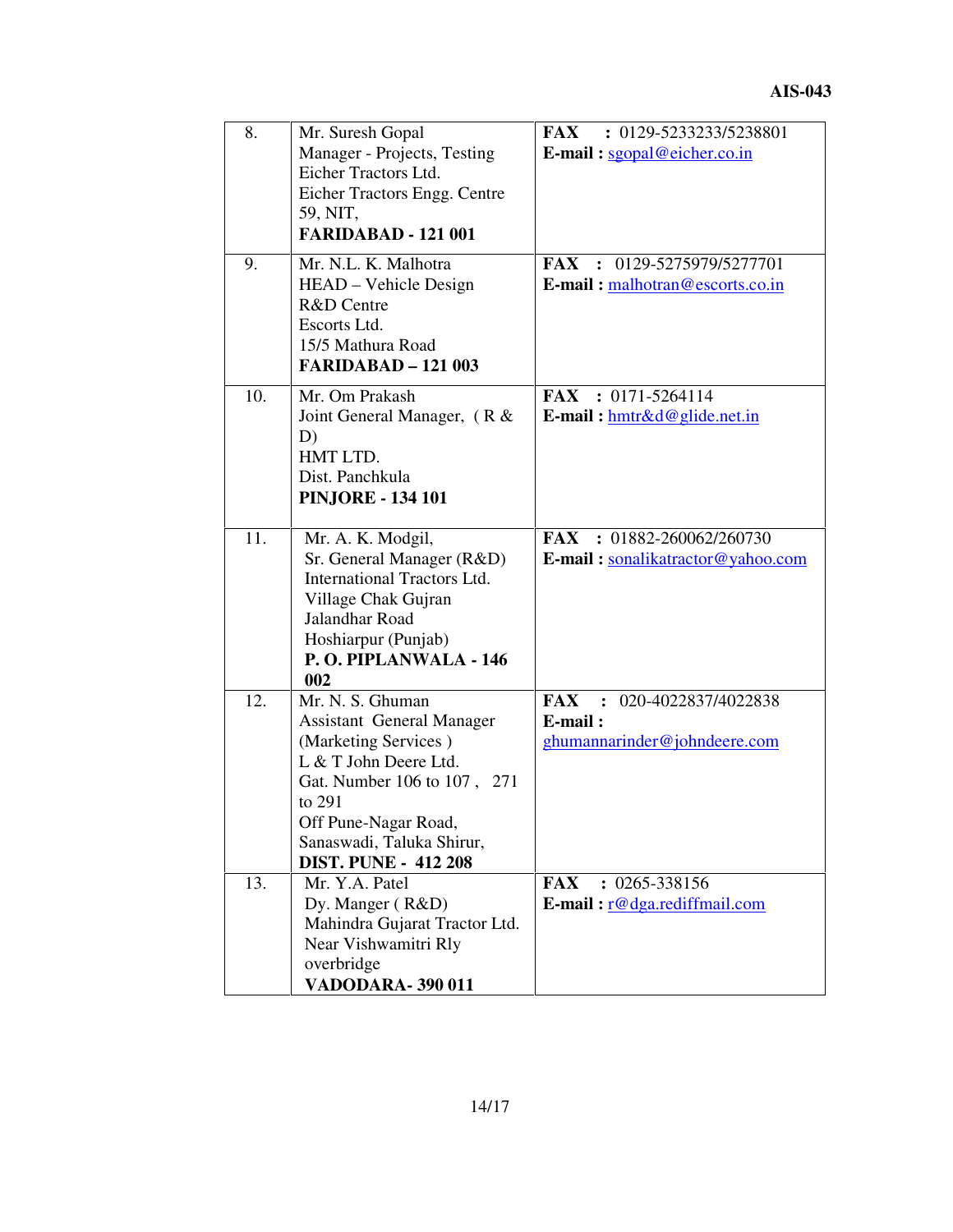| | | |
|---|---|---|
| 8. | Mr. Suresh Gopal<br>Manager - Projects, Testing<br>Eicher Tractors Ltd.<br>Eicher Tractors Engg. Centre<br>59, NIT,<br>**FARIDABAD - 121 001** | **FAX** : 0129-5233233/5238801<br>**E-mail :** sgopal@eicher.co.in |
| 9. | Mr. N.L. K. Malhotra<br>HEAD – Vehicle Design<br>R&D Centre<br>Escorts Ltd.<br>15/5 Mathura Road<br>**FARIDABAD – 121 003** | **FAX** : 0129-5275979/5277701<br>**E-mail :** malhotran@escorts.co.in |
| 10. | Mr. Om Prakash<br>Joint General Manager, ( R & D)<br>HMT LTD.<br>Dist. Panchkula<br>**PINJORE - 134 101** | **FAX** : 0171-5264114<br>**E-mail :** hmtr&d@glide.net.in |
| 11. | Mr. A. K. Modgil,<br>Sr. General Manager (R&D)<br>International Tractors Ltd.<br>Village Chak Gujran<br>Jalandhar Road<br>Hoshiarpur (Punjab)<br>**P. O. PIPLANWALA - 146 002** | **FAX** : 01882-260062/260730<br>**E-mail :** sonalikatractor@yahoo.com |
| 12. | Mr. N. S. Ghuman<br>Assistant General Manager<br>(Marketing Services )<br>L & T John Deere Ltd.<br>Gat. Number 106 to 107 , 271 to 291<br>Off Pune-Nagar Road,<br>Sanaswadi, Taluka Shirur,<br>**DIST. PUNE - 412 208** | **FAX** : 020-4022837/4022838<br>**E-mail :**<br>ghumannarinder@johndeere.com |
| 13. | Mr. Y.A. Patel<br>Dy. Manger ( R&D)<br>Mahindra Gujarat Tractor Ltd.<br>Near Vishwamitri Rly overbridge<br>**VADODARA- 390 011** | **FAX** : 0265-338156<br>**E-mail :** r@dga.rediffmail.com |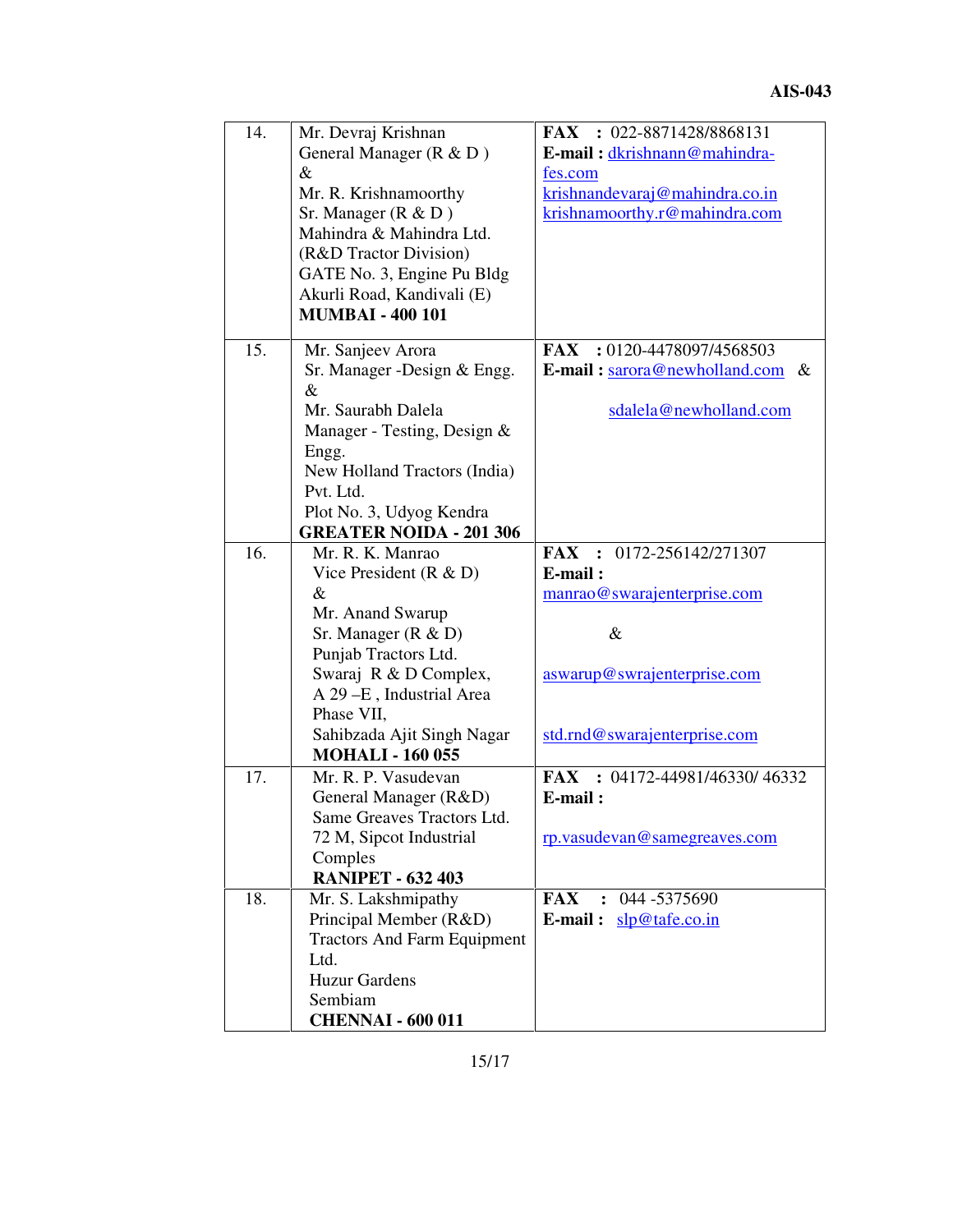| | | |
|---|---|---|
| 14. | Mr. Devraj Krishnan<br>General Manager (R & D )<br>&<br>Mr. R. Krishnamoorthy<br>Sr. Manager (R & D )<br>Mahindra & Mahindra Ltd.<br>(R&D Tractor Division)<br>GATE No. 3, Engine Pu Bldg<br>Akurli Road, Kandivali (E)<br>**MUMBAI - 400 101** | **FAX** : 022-8871428/8868131<br>**E-mail :** dkrishnann@mahindra-fes.com<br>krishnandevaraj@mahindra.co.in<br>krishnamoorthy.r@mahindra.com |
| 15. | Mr. Sanjeev Arora<br>Sr. Manager -Design & Engg.<br>&<br>Mr. Saurabh Dalela<br>Manager - Testing, Design & Engg.<br>New Holland Tractors (India) Pvt. Ltd.<br>Plot No. 3, Udyog Kendra<br>**GREATER NOIDA - 201 306** | **FAX** : 0120-4478097/4568503<br>**E-mail :** sarora@newholland.com &<br>sdalela@newholland.com |
| 16. | Mr. R. K. Manrao<br>Vice President (R & D)<br>&<br>Mr. Anand Swarup<br>Sr. Manager (R & D)<br>Punjab Tractors Ltd.<br>Swaraj R & D Complex,<br>A 29 –E , Industrial Area Phase VII,<br>Sahibzada Ajit Singh Nagar<br>**MOHALI - 160 055** | **FAX** : 0172-256142/271307<br>**E-mail :**<br>manrao@swarajenterprise.com<br>&<br>aswarup@swrajenterprise.com<br>std.rnd@swarajenterprise.com |
| 17. | Mr. R. P. Vasudevan<br>General Manager (R&D)<br>Same Greaves Tractors Ltd.<br>72 M, Sipcot Industrial Comples<br>**RANIPET - 632 403** | **FAX** : 04172-44981/46330/ 46332<br>**E-mail :**<br>rp.vasudevan@samegreaves.com |
| 18. | Mr. S. Lakshmipathy<br>Principal Member (R&D)<br>Tractors And Farm Equipment Ltd.<br>Huzur Gardens<br>Sembiam<br>**CHENNAI - 600 011** | **FAX** : 044 -5375690<br>**E-mail :** slp@tafe.co.in |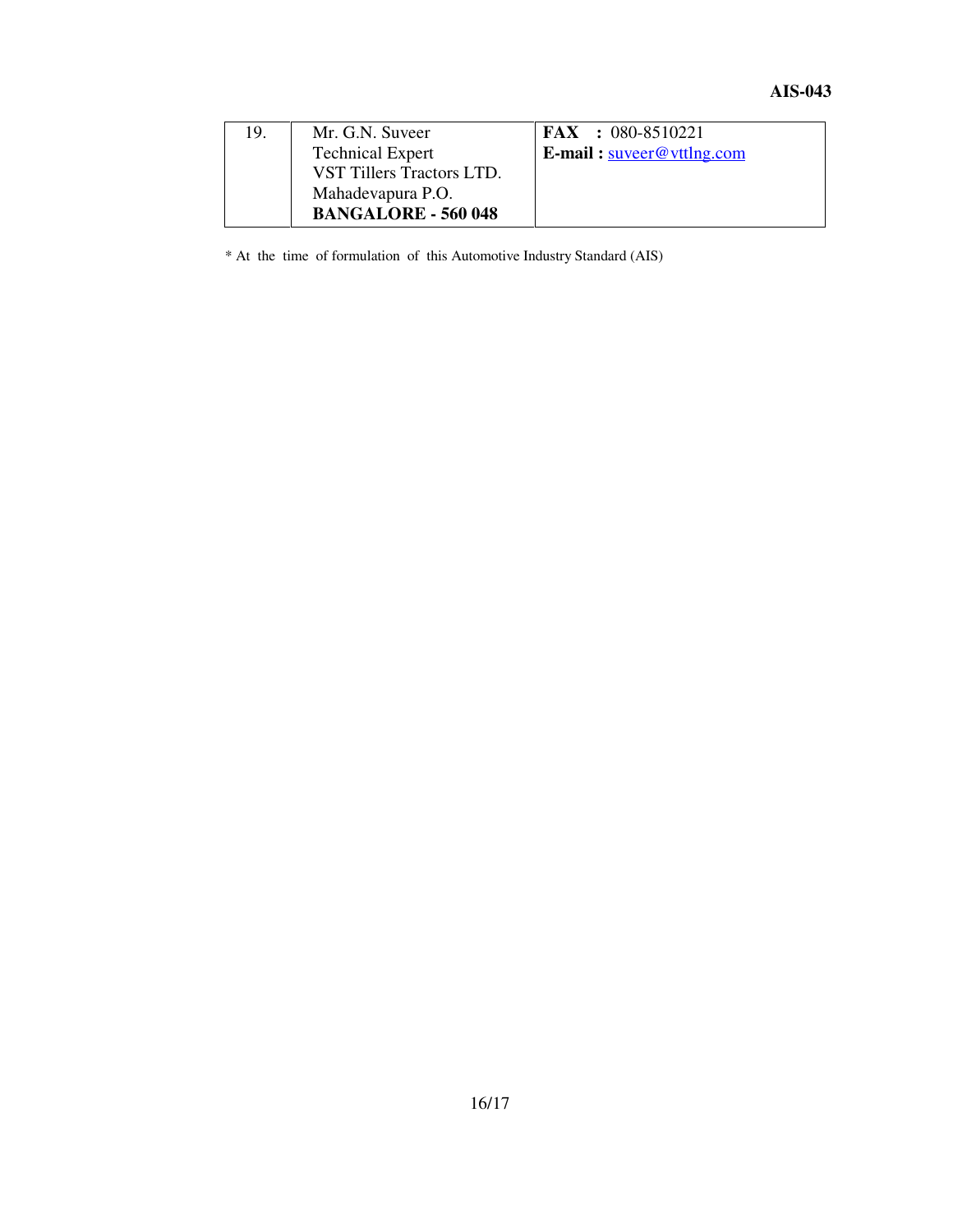| | | |
|---|---|---|
| 19. | Mr. G.N. Suveer<br>Technical Expert<br>VST Tillers Tractors LTD.<br>Mahadevapura P.O.<br>**BANGALORE - 560 048** | **FAX :** 080-8510221<br>**E-mail :** suveer@vttlng.com |

* At the time of formulation of this Automotive Industry Standard (AIS)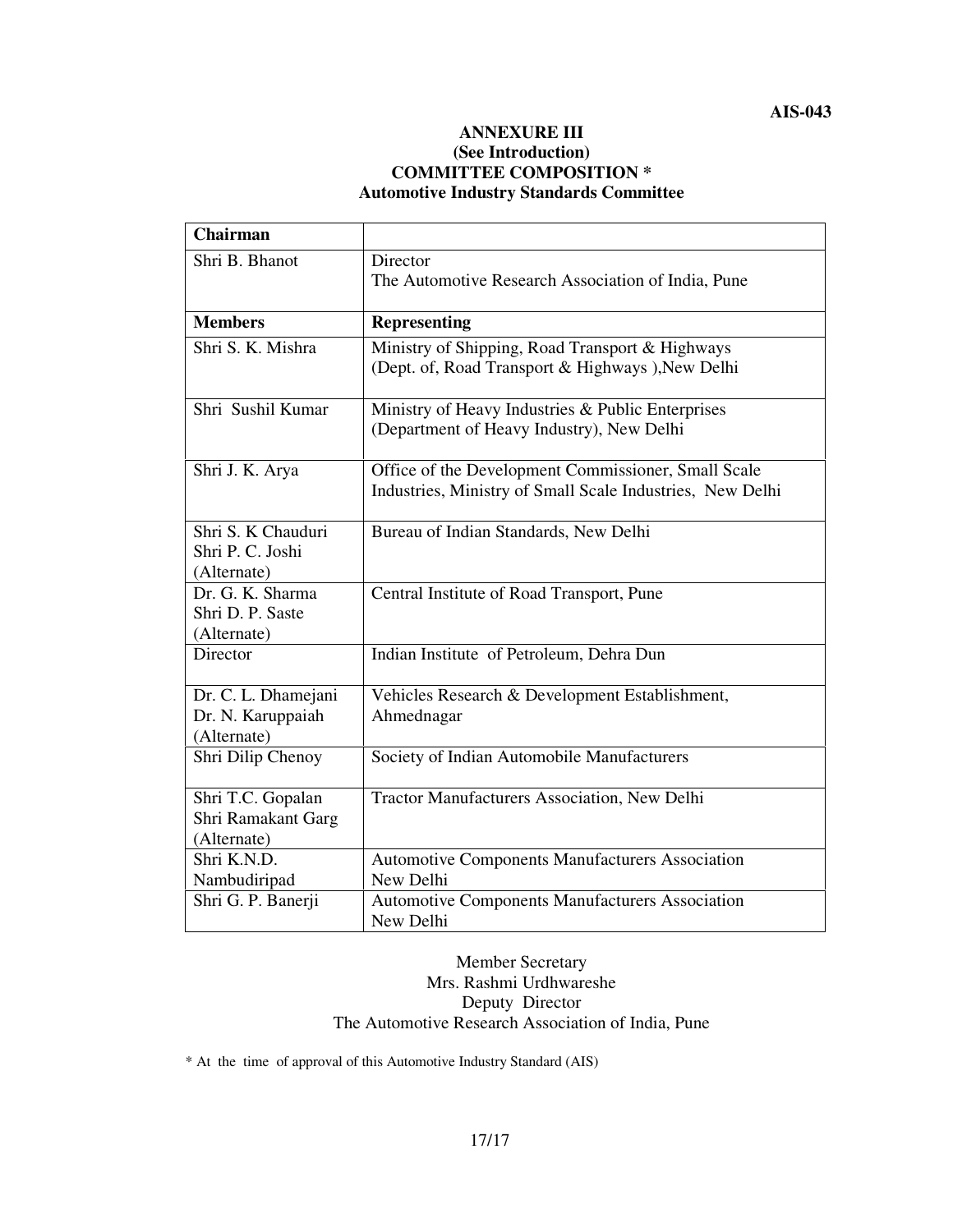**ANNEXURE III**
**(See Introduction)**
**COMMITTEE COMPOSITION ***
**Automotive Industry Standards Committee**

| **Chairman** | |
|---|---|
| Shri B. Bhanot | Director<br>The Automotive Research Association of India, Pune |
| **Members** | **Representing** |
| Shri S. K. Mishra | Ministry of Shipping, Road Transport & Highways<br>(Dept. of, Road Transport & Highways ),New Delhi |
| Shri Sushil Kumar | Ministry of Heavy Industries & Public Enterprises<br>(Department of Heavy Industry), New Delhi |
| Shri J. K. Arya | Office of the Development Commissioner, Small Scale Industries, Ministry of Small Scale Industries, New Delhi |
| Shri S. K Chauduri<br>Shri P. C. Joshi<br>(Alternate) | Bureau of Indian Standards, New Delhi |
| Dr. G. K. Sharma<br>Shri D. P. Saste<br>(Alternate) | Central Institute of Road Transport, Pune |
| Director | Indian Institute of Petroleum, Dehra Dun |
| Dr. C. L. Dhamejani<br>Dr. N. Karuppaiah<br>(Alternate) | Vehicles Research & Development Establishment, Ahmednagar |
| Shri Dilip Chenoy | Society of Indian Automobile Manufacturers |
| Shri T.C. Gopalan<br>Shri Ramakant Garg<br>(Alternate) | Tractor Manufacturers Association, New Delhi |
| Shri K.N.D. Nambudiripad | Automotive Components Manufacturers Association<br>New Delhi |
| Shri G. P. Banerji | Automotive Components Manufacturers Association<br>New Delhi |

Member Secretary
Mrs. Rashmi Urdhwareshe
Deputy Director
The Automotive Research Association of India, Pune

* At the time of approval of this Automotive Industry Standard (AIS)